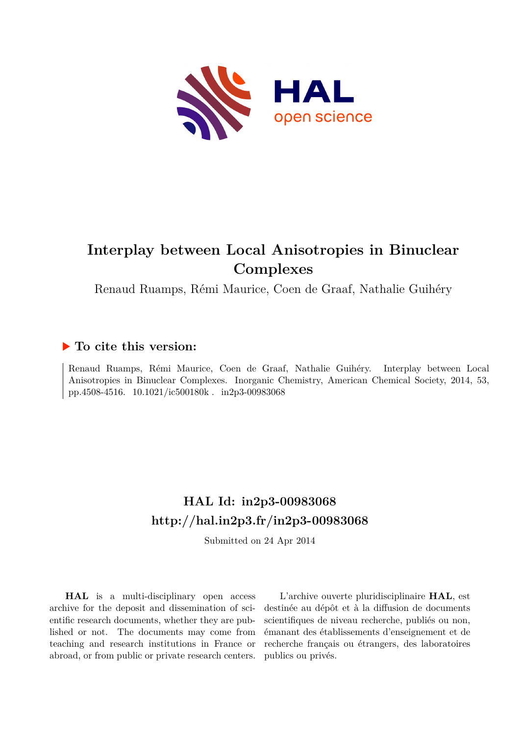# Interplay between Local Anisotropies in Binuclear Complexes

Renaud Ruamps, Rémi Maurice, Coen de Graaf, Nathalie Guihéry

## ▶ To cite this version:

Renaud Ruamps, Rémi Maurice, Coen de Graaf, Nathalie Guihéry. Interplay between Local Anisotropies in Binuclear Complexes. Inorganic Chemistry, American Chemical Society, 2014, 53, pp.4508-4516. 10.1021/ic500180k . in2p3-00983068

## HAL Id: in2p3-00983068
## http://hal.in2p3.fr/in2p3-00983068

Submitted on 24 Apr 2014

**HAL** is a multi-disciplinary open access archive for the deposit and dissemination of scientific research documents, whether they are published or not. The documents may come from teaching and research institutions in France or abroad, or from public or private research centers.

L'archive ouverte pluridisciplinaire **HAL**, est destinée au dépôt et à la diffusion de documents scientifiques de niveau recherche, publiés ou non, émanant des établissements d'enseignement et de recherche français ou étrangers, des laboratoires publics ou privés.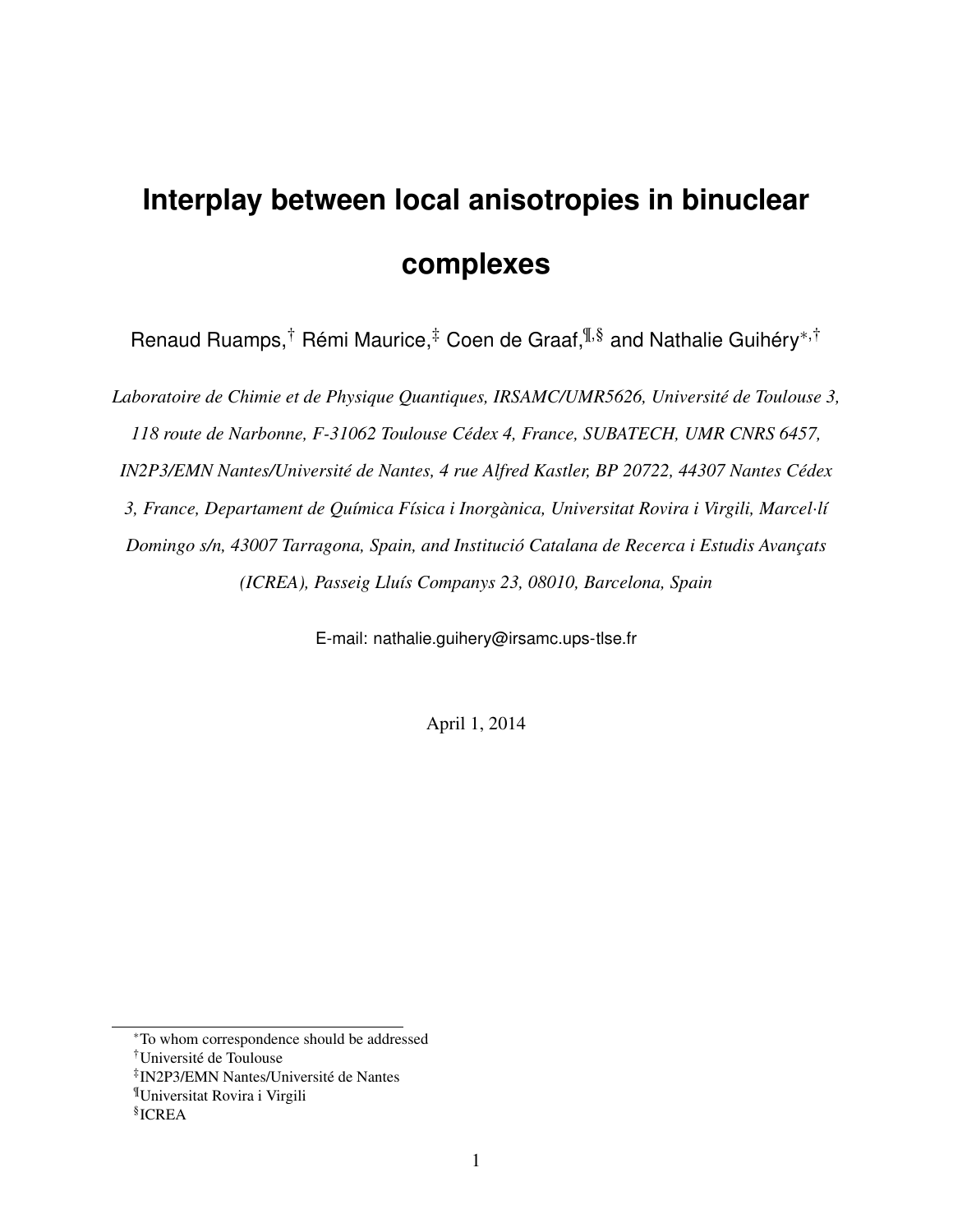# Interplay between local anisotropies in binuclear complexes

Renaud Ruamps,[†] Rémi Maurice,[‡] Coen de Graaf,[¶,§] and Nathalie Guihéry[*,†]

*Laboratoire de Chimie et de Physique Quantiques, IRSAMC/UMR5626, Université de Toulouse 3, 118 route de Narbonne, F-31062 Toulouse Cédex 4, France, SUBATECH, UMR CNRS 6457, IN2P3/EMN Nantes/Université de Nantes, 4 rue Alfred Kastler, BP 20722, 44307 Nantes Cédex 3, France, Departament de Química Física i Inorgànica, Universitat Rovira i Virgili, Marcel·lí Domingo s/n, 43007 Tarragona, Spain, and Institució Catalana de Recerca i Estudis Avançats (ICREA), Passeig Lluís Companys 23, 08010, Barcelona, Spain*

E-mail: nathalie.guihery@irsamc.ups-tlse.fr

April 1, 2014

---

[*] To whom correspondence should be addressed
[†] Université de Toulouse
[‡] IN2P3/EMN Nantes/Université de Nantes
[¶] Universitat Rovira i Virgili
[§] ICREA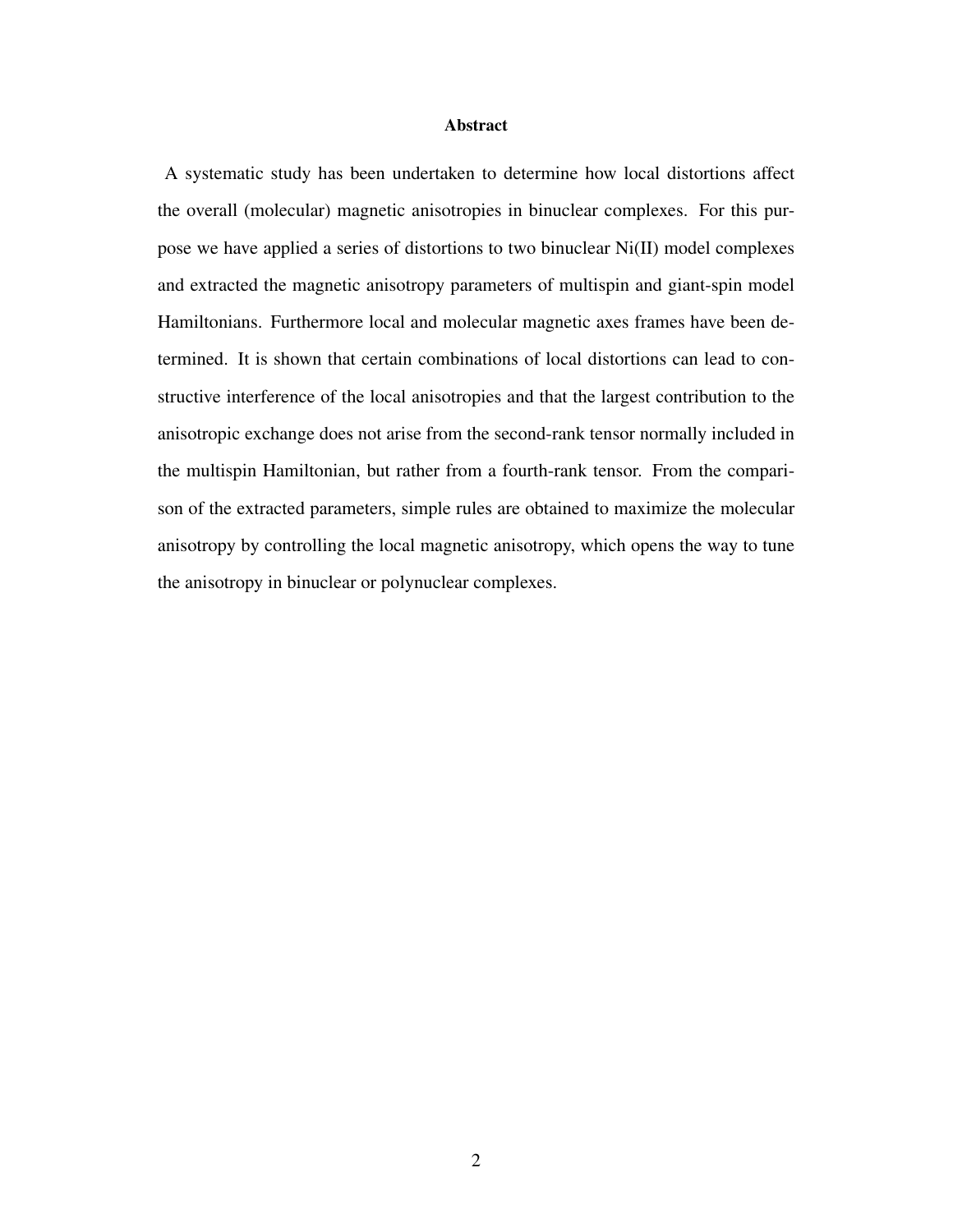## Abstract

A systematic study has been undertaken to determine how local distortions affect the overall (molecular) magnetic anisotropies in binuclear complexes. For this purpose we have applied a series of distortions to two binuclear Ni(II) model complexes and extracted the magnetic anisotropy parameters of multispin and giant-spin model Hamiltonians. Furthermore local and molecular magnetic axes frames have been determined. It is shown that certain combinations of local distortions can lead to constructive interference of the local anisotropies and that the largest contribution to the anisotropic exchange does not arise from the second-rank tensor normally included in the multispin Hamiltonian, but rather from a fourth-rank tensor. From the comparison of the extracted parameters, simple rules are obtained to maximize the molecular anisotropy by controlling the local magnetic anisotropy, which opens the way to tune the anisotropy in binuclear or polynuclear complexes.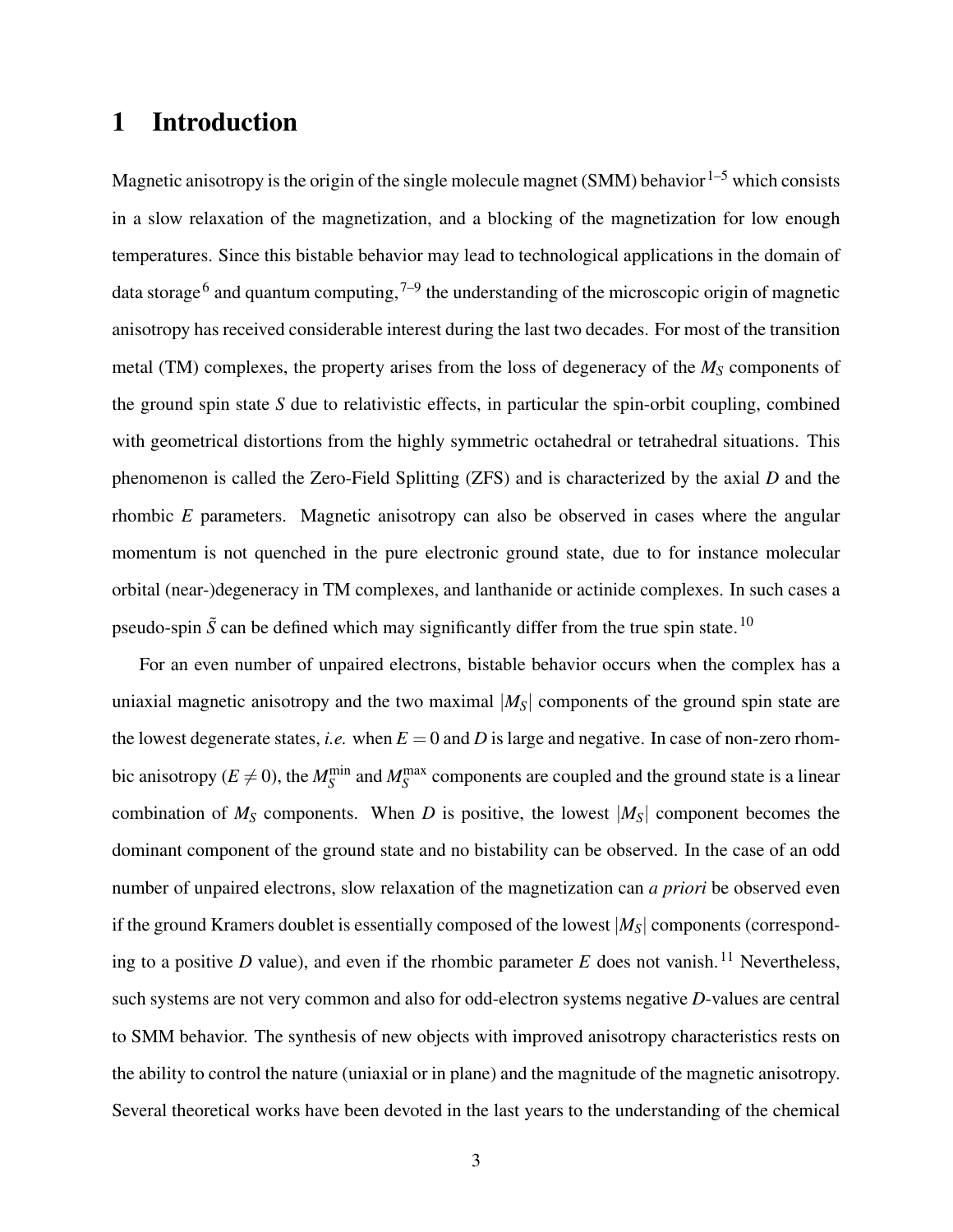# 1 Introduction

Magnetic anisotropy is the origin of the single molecule magnet (SMM) behavior[1–5] which consists in a slow relaxation of the magnetization, and a blocking of the magnetization for low enough temperatures. Since this bistable behavior may lead to technological applications in the domain of data storage[6] and quantum computing,[7–9] the understanding of the microscopic origin of magnetic anisotropy has received considerable interest during the last two decades. For most of the transition metal (TM) complexes, the property arises from the loss of degeneracy of the $M_S$ components of the ground spin state $S$ due to relativistic effects, in particular the spin-orbit coupling, combined with geometrical distortions from the highly symmetric octahedral or tetrahedral situations. This phenomenon is called the Zero-Field Splitting (ZFS) and is characterized by the axial $D$ and the rhombic $E$ parameters. Magnetic anisotropy can also be observed in cases where the angular momentum is not quenched in the pure electronic ground state, due to for instance molecular orbital (near-)degeneracy in TM complexes, and lanthanide or actinide complexes. In such cases a pseudo-spin $\tilde{S}$ can be defined which may significantly differ from the true spin state.[10]

For an even number of unpaired electrons, bistable behavior occurs when the complex has a uniaxial magnetic anisotropy and the two maximal $|M_S|$ components of the ground spin state are the lowest degenerate states, *i.e.* when $E = 0$ and $D$ is large and negative. In case of non-zero rhombic anisotropy ($E \neq 0$), the $M_S^{\min}$ and $M_S^{\max}$ components are coupled and the ground state is a linear combination of $M_S$ components. When $D$ is positive, the lowest $|M_S|$ component becomes the dominant component of the ground state and no bistability can be observed. In the case of an odd number of unpaired electrons, slow relaxation of the magnetization can *a priori* be observed even if the ground Kramers doublet is essentially composed of the lowest $|M_S|$ components (corresponding to a positive $D$ value), and even if the rhombic parameter $E$ does not vanish.[11] Nevertheless, such systems are not very common and also for odd-electron systems negative $D$-values are central to SMM behavior. The synthesis of new objects with improved anisotropy characteristics rests on the ability to control the nature (uniaxial or in plane) and the magnitude of the magnetic anisotropy. Several theoretical works have been devoted in the last years to the understanding of the chemical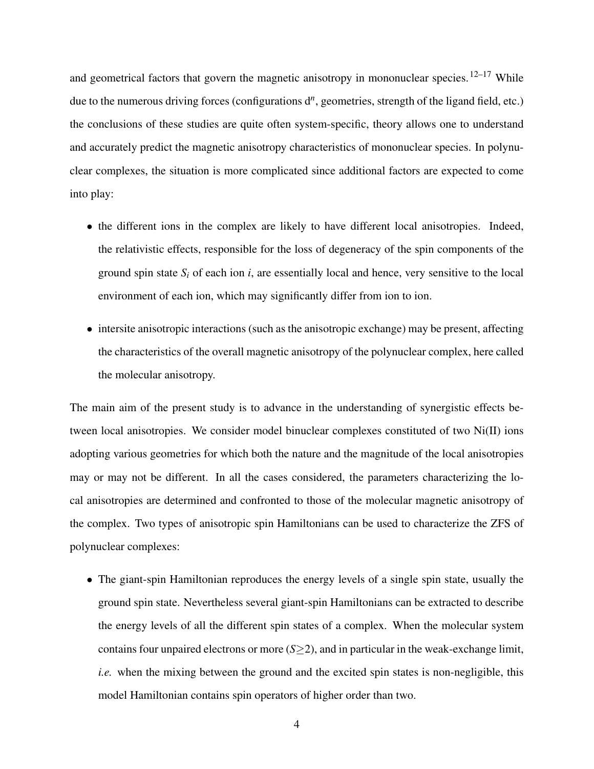and geometrical factors that govern the magnetic anisotropy in mononuclear species.[12–17] While due to the numerous driving forces (configurations d$^n$, geometries, strength of the ligand field, etc.) the conclusions of these studies are quite often system-specific, theory allows one to understand and accurately predict the magnetic anisotropy characteristics of mononuclear species. In polynuclear complexes, the situation is more complicated since additional factors are expected to come into play:

- the different ions in the complex are likely to have different local anisotropies. Indeed, the relativistic effects, responsible for the loss of degeneracy of the spin components of the ground spin state $S_i$ of each ion $i$, are essentially local and hence, very sensitive to the local environment of each ion, which may significantly differ from ion to ion.
- intersite anisotropic interactions (such as the anisotropic exchange) may be present, affecting the characteristics of the overall magnetic anisotropy of the polynuclear complex, here called the molecular anisotropy.

The main aim of the present study is to advance in the understanding of synergistic effects between local anisotropies. We consider model binuclear complexes constituted of two Ni(II) ions adopting various geometries for which both the nature and the magnitude of the local anisotropies may or may not be different. In all the cases considered, the parameters characterizing the local anisotropies are determined and confronted to those of the molecular magnetic anisotropy of the complex. Two types of anisotropic spin Hamiltonians can be used to characterize the ZFS of polynuclear complexes:

- The giant-spin Hamiltonian reproduces the energy levels of a single spin state, usually the ground spin state. Nevertheless several giant-spin Hamiltonians can be extracted to describe the energy levels of all the different spin states of a complex. When the molecular system contains four unpaired electrons or more ($S \geq 2$), and in particular in the weak-exchange limit, *i.e.* when the mixing between the ground and the excited spin states is non-negligible, this model Hamiltonian contains spin operators of higher order than two.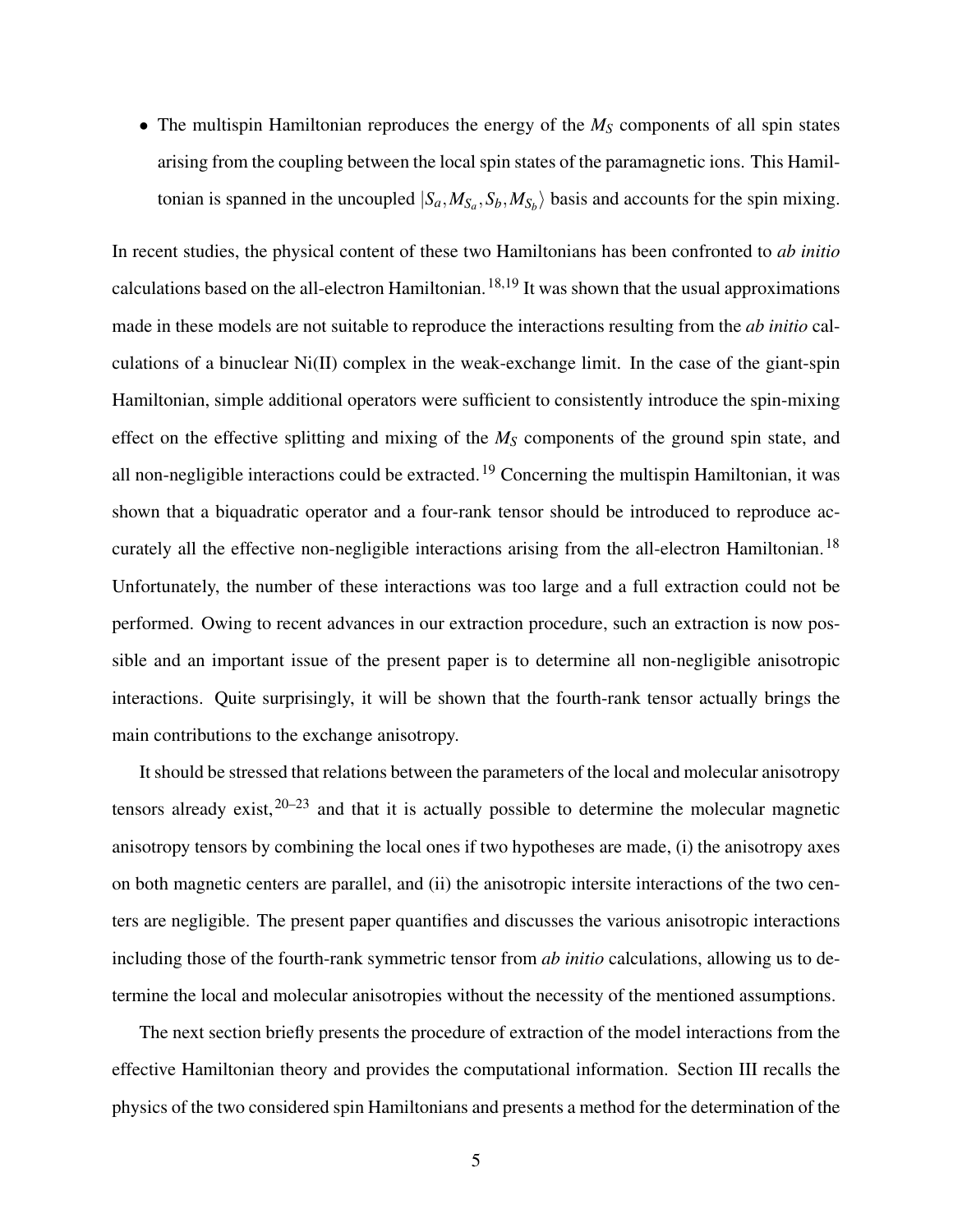- The multispin Hamiltonian reproduces the energy of the $M_S$ components of all spin states arising from the coupling between the local spin states of the paramagnetic ions. This Hamiltonian is spanned in the uncoupled $|S_a, M_{S_a}, S_b, M_{S_b}\rangle$ basis and accounts for the spin mixing.

In recent studies, the physical content of these two Hamiltonians has been confronted to *ab initio* calculations based on the all-electron Hamiltonian.[18,19] It was shown that the usual approximations made in these models are not suitable to reproduce the interactions resulting from the *ab initio* calculations of a binuclear Ni(II) complex in the weak-exchange limit. In the case of the giant-spin Hamiltonian, simple additional operators were sufficient to consistently introduce the spin-mixing effect on the effective splitting and mixing of the $M_S$ components of the ground spin state, and all non-negligible interactions could be extracted.[19] Concerning the multispin Hamiltonian, it was shown that a biquadratic operator and a four-rank tensor should be introduced to reproduce accurately all the effective non-negligible interactions arising from the all-electron Hamiltonian.[18] Unfortunately, the number of these interactions was too large and a full extraction could not be performed. Owing to recent advances in our extraction procedure, such an extraction is now possible and an important issue of the present paper is to determine all non-negligible anisotropic interactions. Quite surprisingly, it will be shown that the fourth-rank tensor actually brings the main contributions to the exchange anisotropy.

It should be stressed that relations between the parameters of the local and molecular anisotropy tensors already exist,[20–23] and that it is actually possible to determine the molecular magnetic anisotropy tensors by combining the local ones if two hypotheses are made, (i) the anisotropy axes on both magnetic centers are parallel, and (ii) the anisotropic intersite interactions of the two centers are negligible. The present paper quantifies and discusses the various anisotropic interactions including those of the fourth-rank symmetric tensor from *ab initio* calculations, allowing us to determine the local and molecular anisotropies without the necessity of the mentioned assumptions.

The next section briefly presents the procedure of extraction of the model interactions from the effective Hamiltonian theory and provides the computational information. Section III recalls the physics of the two considered spin Hamiltonians and presents a method for the determination of the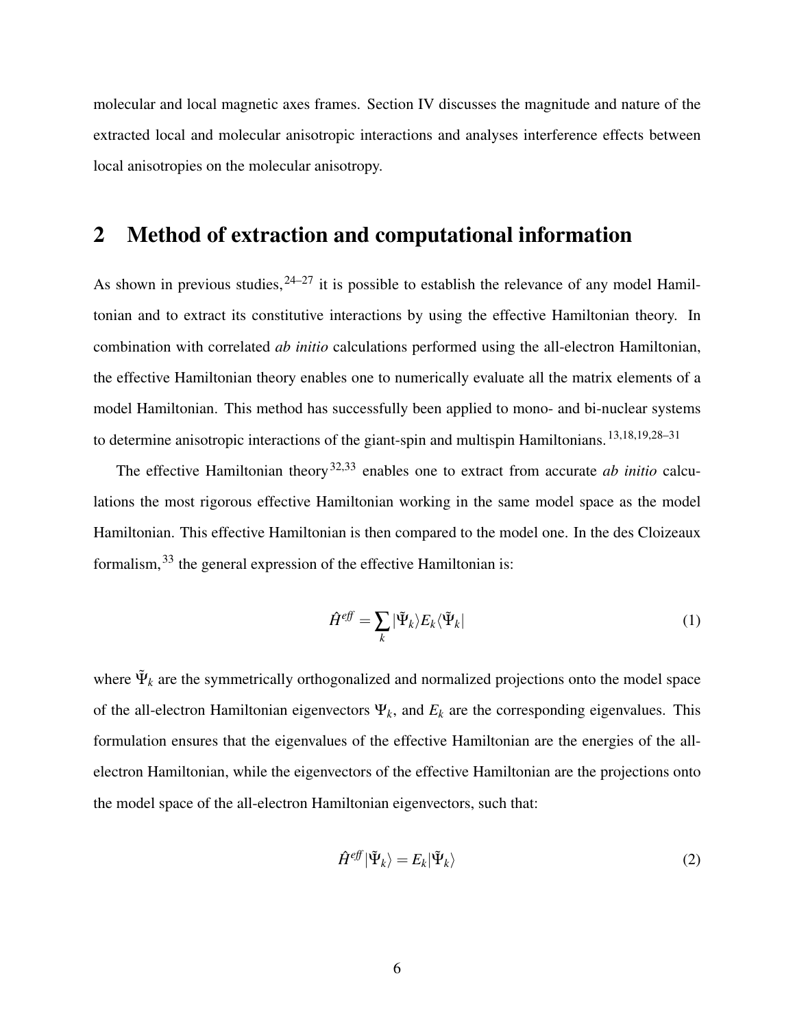molecular and local magnetic axes frames. Section IV discusses the magnitude and nature of the extracted local and molecular anisotropic interactions and analyses interference effects between local anisotropies on the molecular anisotropy.

## 2 Method of extraction and computational information

As shown in previous studies,[24–27] it is possible to establish the relevance of any model Hamiltonian and to extract its constitutive interactions by using the effective Hamiltonian theory. In combination with correlated *ab initio* calculations performed using the all-electron Hamiltonian, the effective Hamiltonian theory enables one to numerically evaluate all the matrix elements of a model Hamiltonian. This method has successfully been applied to mono- and bi-nuclear systems to determine anisotropic interactions of the giant-spin and multispin Hamiltonians.[13,18,19,28–31]

The effective Hamiltonian theory[32,33] enables one to extract from accurate *ab initio* calculations the most rigorous effective Hamiltonian working in the same model space as the model Hamiltonian. This effective Hamiltonian is then compared to the model one. In the des Cloizeaux formalism,[33] the general expression of the effective Hamiltonian is:

$$\hat{H}^{eff} = \sum_{k} |\tilde{\Psi}_k\rangle E_k \langle \tilde{\Psi}_k| \tag{1}$$

where $\tilde{\Psi}_k$ are the symmetrically orthogonalized and normalized projections onto the model space of the all-electron Hamiltonian eigenvectors $\Psi_k$, and $E_k$ are the corresponding eigenvalues. This formulation ensures that the eigenvalues of the effective Hamiltonian are the energies of the all-electron Hamiltonian, while the eigenvectors of the effective Hamiltonian are the projections onto the model space of the all-electron Hamiltonian eigenvectors, such that:

$$\hat{H}^{eff} |\tilde{\Psi}_k\rangle = E_k |\tilde{\Psi}_k\rangle \tag{2}$$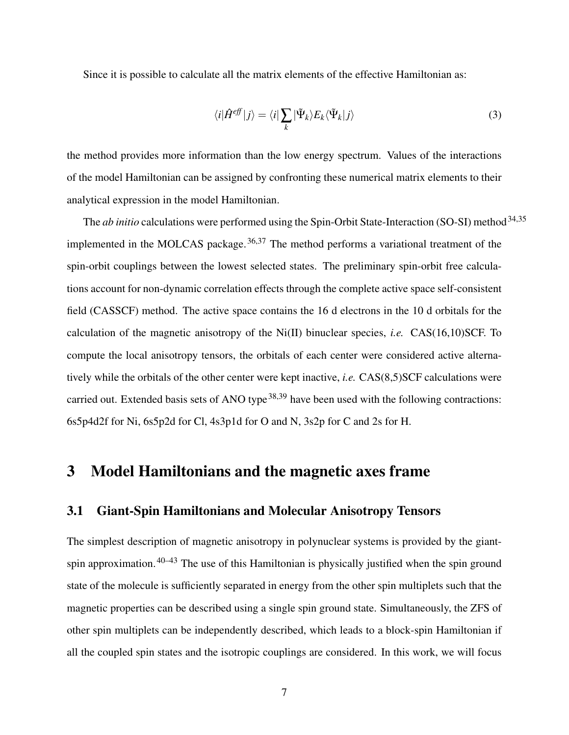Since it is possible to calculate all the matrix elements of the effective Hamiltonian as:

$$\langle i|\hat{H}^{eff}|j\rangle = \langle i|\sum_k |\tilde{\Psi}_k\rangle E_k \langle\tilde{\Psi}_k|j\rangle \tag{3}$$

the method provides more information than the low energy spectrum. Values of the interactions of the model Hamiltonian can be assigned by confronting these numerical matrix elements to their analytical expression in the model Hamiltonian.

The *ab initio* calculations were performed using the Spin-Orbit State-Interaction (SO-SI) method[34,35] implemented in the MOLCAS package.[36,37] The method performs a variational treatment of the spin-orbit couplings between the lowest selected states. The preliminary spin-orbit free calculations account for non-dynamic correlation effects through the complete active space self-consistent field (CASSCF) method. The active space contains the 16 d electrons in the 10 d orbitals for the calculation of the magnetic anisotropy of the Ni(II) binuclear species, *i.e.* CAS(16,10)SCF. To compute the local anisotropy tensors, the orbitals of each center were considered active alternatively while the orbitals of the other center were kept inactive, *i.e.* CAS(8,5)SCF calculations were carried out. Extended basis sets of ANO type[38,39] have been used with the following contractions: 6s5p4d2f for Ni, 6s5p2d for Cl, 4s3p1d for O and N, 3s2p for C and 2s for H.

# 3 Model Hamiltonians and the magnetic axes frame

## 3.1 Giant-Spin Hamiltonians and Molecular Anisotropy Tensors

The simplest description of magnetic anisotropy in polynuclear systems is provided by the giant-spin approximation.[40–43] The use of this Hamiltonian is physically justified when the spin ground state of the molecule is sufficiently separated in energy from the other spin multiplets such that the magnetic properties can be described using a single spin ground state. Simultaneously, the ZFS of other spin multiplets can be independently described, which leads to a block-spin Hamiltonian if all the coupled spin states and the isotropic couplings are considered. In this work, we will focus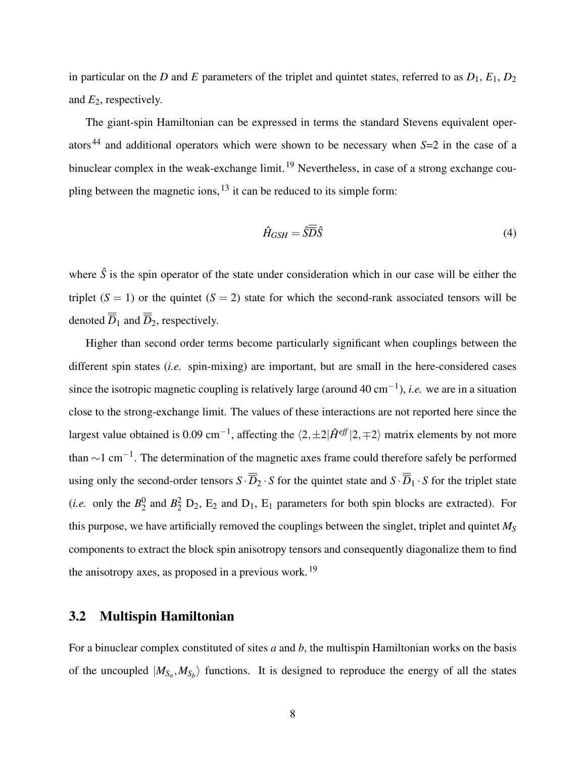in particular on the $D$ and $E$ parameters of the triplet and quintet states, referred to as $D_1$, $E_1$, $D_2$ and $E_2$, respectively.

The giant-spin Hamiltonian can be expressed in terms the standard Stevens equivalent operators[44] and additional operators which were shown to be necessary when $S$=2 in the case of a binuclear complex in the weak-exchange limit.[19] Nevertheless, in case of a strong exchange coupling between the magnetic ions,[13] it can be reduced to its simple form:

$$\hat{H}_{GSH} = \hat{S}\overline{\overline{D}}\hat{S} \tag{4}$$

where $\hat{S}$ is the spin operator of the state under consideration which in our case will be either the triplet ($S = 1$) or the quintet ($S = 2$) state for which the second-rank associated tensors will be denoted $\overline{\overline{D}}_1$ and $\overline{\overline{D}}_2$, respectively.

Higher than second order terms become particularly significant when couplings between the different spin states (*i.e.* spin-mixing) are important, but are small in the here-considered cases since the isotropic magnetic coupling is relatively large (around 40 cm$^{-1}$), *i.e.* we are in a situation close to the strong-exchange limit. The values of these interactions are not reported here since the largest value obtained is 0.09 cm$^{-1}$, affecting the $\langle 2,\pm2|\hat{H}^{eff}|2,\mp2\rangle$ matrix elements by not more than $\sim$1 cm$^{-1}$. The determination of the magnetic axes frame could therefore safely be performed using only the second-order tensors $S\cdot\overline{\overline{D}}_2\cdot S$ for the quintet state and $S\cdot\overline{\overline{D}}_1\cdot S$ for the triplet state (*i.e.* only the $B_2^0$ and $B_2^2$ $D_2$, $E_2$ and $D_1$, $E_1$ parameters for both spin blocks are extracted). For this purpose, we have artificially removed the couplings between the singlet, triplet and quintet $M_S$ components to extract the block spin anisotropy tensors and consequently diagonalize them to find the anisotropy axes, as proposed in a previous work.[19]

## 3.2 Multispin Hamiltonian

For a binuclear complex constituted of sites $a$ and $b$, the multispin Hamiltonian works on the basis of the uncoupled $|M_{S_a}, M_{S_b}\rangle$ functions. It is designed to reproduce the energy of all the states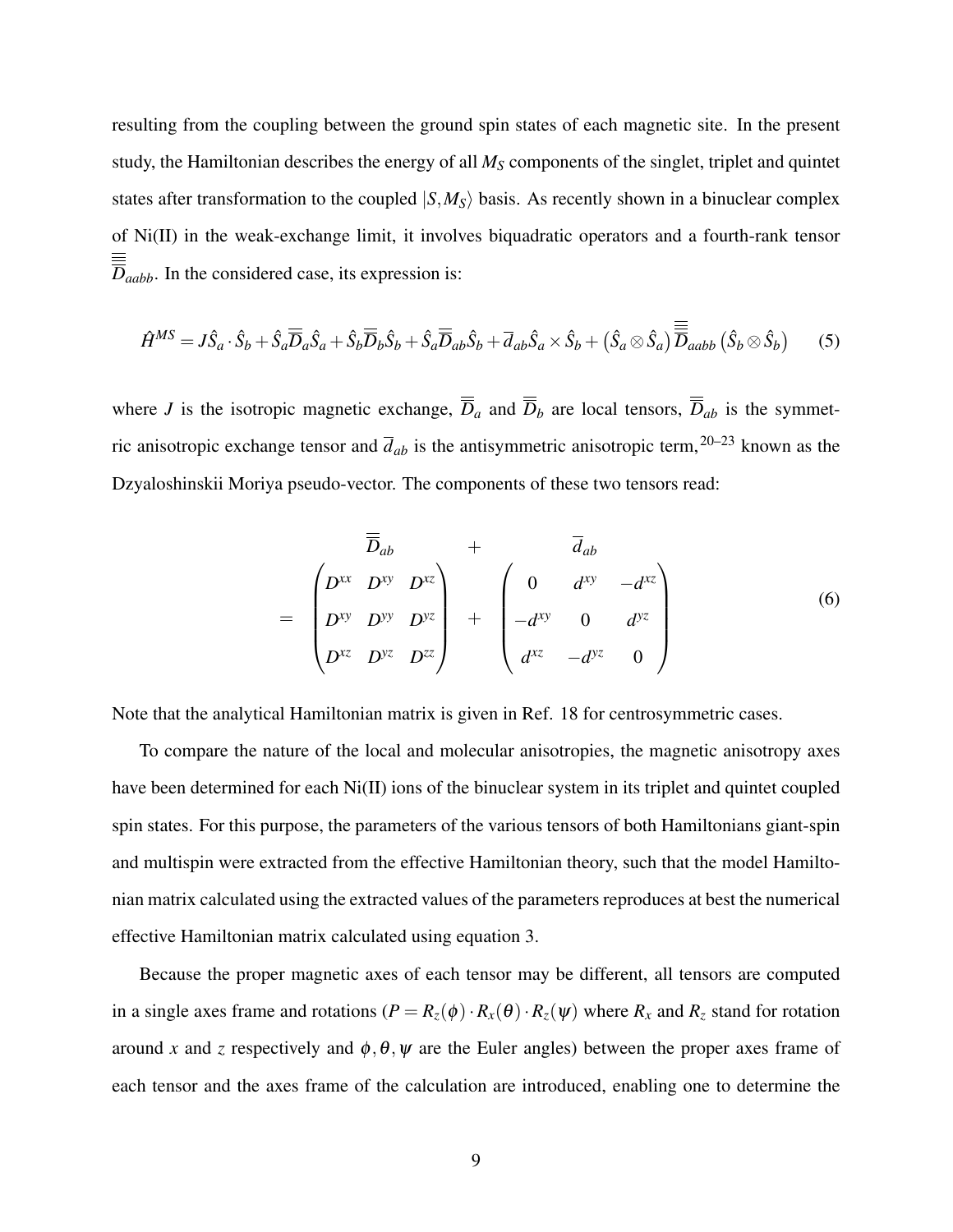resulting from the coupling between the ground spin states of each magnetic site. In the present study, the Hamiltonian describes the energy of all $M_S$ components of the singlet, triplet and quintet states after transformation to the coupled $|S, M_S\rangle$ basis. As recently shown in a binuclear complex of Ni(II) in the weak-exchange limit, it involves biquadratic operators and a fourth-rank tensor $\overline{\overline{\overline{\overline{D}}}}_{aabb}$. In the considered case, its expression is:

$$\hat{H}^{MS} = J\hat{S}_a \cdot \hat{S}_b + \hat{S}_a \overline{\overline{D}}_a \hat{S}_a + \hat{S}_b \overline{\overline{D}}_b \hat{S}_b + \hat{S}_a \overline{\overline{D}}_{ab} \hat{S}_b + \overline{d}_{ab} \hat{S}_a \times \hat{S}_b + \left(\hat{S}_a \otimes \hat{S}_a\right) \overline{\overline{\overline{\overline{D}}}}_{aabb} \left(\hat{S}_b \otimes \hat{S}_b\right) \tag{5}$$

where $J$ is the isotropic magnetic exchange, $\overline{\overline{D}}_a$ and $\overline{\overline{D}}_b$ are local tensors, $\overline{\overline{D}}_{ab}$ is the symmetric anisotropic exchange tensor and $\overline{d}_{ab}$ is the antisymmetric anisotropic term,[20–23] known as the Dzyaloshinskii Moriya pseudo-vector. The components of these two tensors read:

$$\begin{array}{ccc} \overline{\overline{D}}_{ab} & + & \overline{d}_{ab} \\ = \begin{pmatrix} D^{xx} & D^{xy} & D^{xz} \\ D^{xy} & D^{yy} & D^{yz} \\ D^{xz} & D^{yz} & D^{zz} \end{pmatrix} & + & \begin{pmatrix} 0 & d^{xy} & -d^{xz} \\ -d^{xy} & 0 & d^{yz} \\ d^{xz} & -d^{yz} & 0 \end{pmatrix} \end{array} \tag{6}$$

Note that the analytical Hamiltonian matrix is given in Ref. 18 for centrosymmetric cases.

To compare the nature of the local and molecular anisotropies, the magnetic anisotropy axes have been determined for each Ni(II) ions of the binuclear system in its triplet and quintet coupled spin states. For this purpose, the parameters of the various tensors of both Hamiltonians giant-spin and multispin were extracted from the effective Hamiltonian theory, such that the model Hamiltonian matrix calculated using the extracted values of the parameters reproduces at best the numerical effective Hamiltonian matrix calculated using equation 3.

Because the proper magnetic axes of each tensor may be different, all tensors are computed in a single axes frame and rotations ($P = R_z(\phi) \cdot R_x(\theta) \cdot R_z(\psi)$ where $R_x$ and $R_z$ stand for rotation around $x$ and $z$ respectively and $\phi, \theta, \psi$ are the Euler angles) between the proper axes frame of each tensor and the axes frame of the calculation are introduced, enabling one to determine the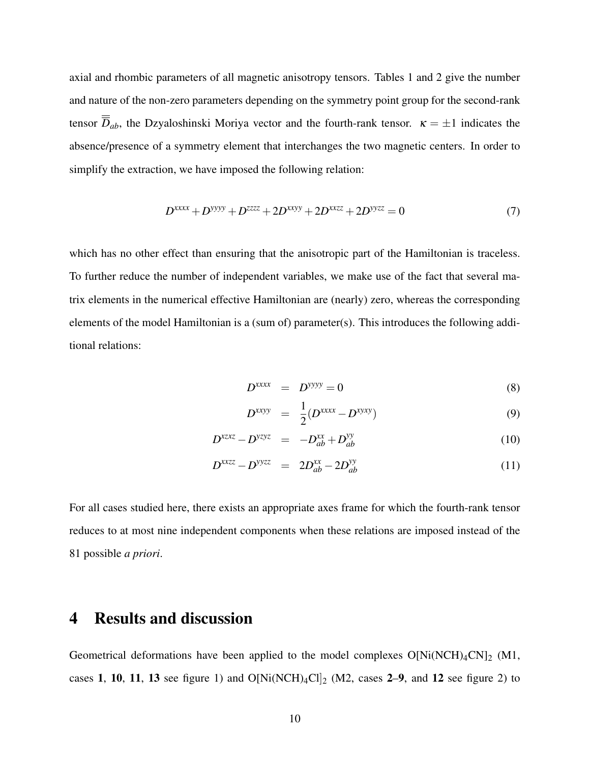axial and rhombic parameters of all magnetic anisotropy tensors. Tables 1 and 2 give the number and nature of the non-zero parameters depending on the symmetry point group for the second-rank tensor $\overline{\overline{D}}_{ab}$, the Dzyaloshinski Moriya vector and the fourth-rank tensor. $\kappa = \pm 1$ indicates the absence/presence of a symmetry element that interchanges the two magnetic centers. In order to simplify the extraction, we have imposed the following relation:

$$D^{xxxx} + D^{yyyy} + D^{zzzz} + 2D^{xxyy} + 2D^{xxzz} + 2D^{yyzz} = 0 \tag{7}$$

which has no other effect than ensuring that the anisotropic part of the Hamiltonian is traceless. To further reduce the number of independent variables, we make use of the fact that several matrix elements in the numerical effective Hamiltonian are (nearly) zero, whereas the corresponding elements of the model Hamiltonian is a (sum of) parameter(s). This introduces the following additional relations:

$$D^{xxxx} = D^{yyyy} = 0 \tag{8}$$

$$D^{xxyy} = \frac{1}{2}(D^{xxxx} - D^{xyxy}) \tag{9}$$

$$D^{xzxz} - D^{yzyz} = -D^{xx}_{ab} + D^{yy}_{ab} \tag{10}$$

$$D^{xxzz} - D^{yyzz} = 2D^{xx}_{ab} - 2D^{yy}_{ab} \tag{11}$$

For all cases studied here, there exists an appropriate axes frame for which the fourth-rank tensor reduces to at most nine independent components when these relations are imposed instead of the 81 possible *a priori*.

# 4 Results and discussion

Geometrical deformations have been applied to the model complexes $O[Ni(NCH)_4CN]_2$ (M1, cases **1**, **10**, **11**, **13** see figure 1) and $O[Ni(NCH)_4Cl]_2$ (M2, cases **2**–**9**, and **12** see figure 2) to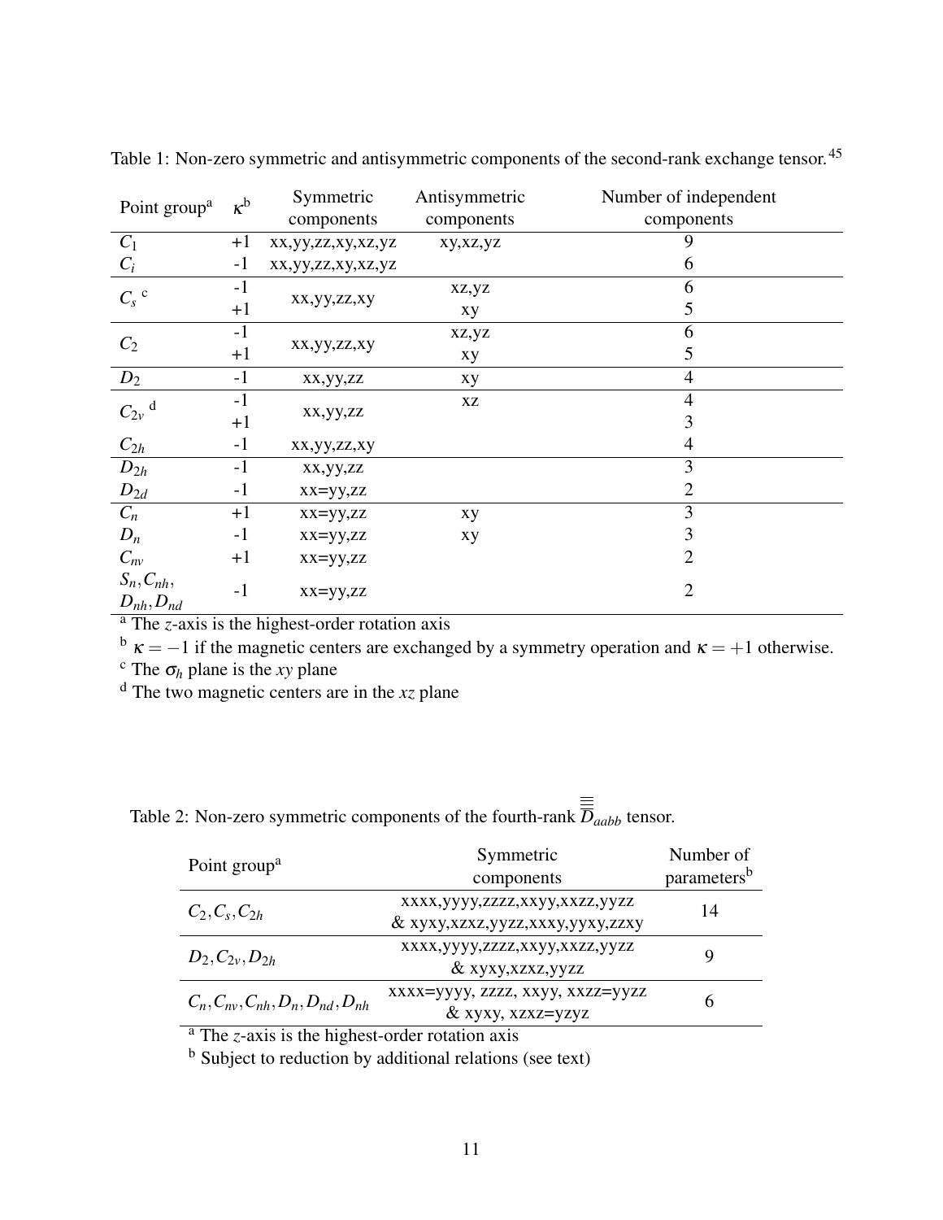Table 1: Non-zero symmetric and antisymmetric components of the second-rank exchange tensor.[45]

| Point group[a] | $\kappa$[b] | Symmetric components | Antisymmetric components | Number of independent components |
|---|---|---|---|---|
| $C_1$ | +1 | xx,yy,zz,xy,xz,yz | xy,xz,yz | 9 |
| $C_i$ | -1 | xx,yy,zz,xy,xz,yz | | 6 |
| $C_s$ [c] | -1 | xx,yy,zz,xy | xz,yz | 6 |
| | +1 | | xy | 5 |
| $C_2$ | -1 | xx,yy,zz,xy | xz,yz | 6 |
| | +1 | | xy | 5 |
| $D_2$ | -1 | xx,yy,zz | xy | 4 |
| $C_{2v}$ [d] | -1 | xx,yy,zz | xz | 4 |
| | +1 | | | 3 |
| $C_{2h}$ | -1 | xx,yy,zz,xy | | 4 |
| $D_{2h}$ | -1 | xx,yy,zz | | 3 |
| $D_{2d}$ | -1 | xx=yy,zz | | 2 |
| $C_n$ | +1 | xx=yy,zz | xy | 3 |
| $D_n$ | -1 | xx=yy,zz | xy | 3 |
| $C_{nv}$ | +1 | xx=yy,zz | | 2 |
| $S_n, C_{nh}, D_{nh}, D_{nd}$ | -1 | xx=yy,zz | | 2 |

[a] The *z*-axis is the highest-order rotation axis

[b] $\kappa = -1$ if the magnetic centers are exchanged by a symmetry operation and $\kappa = +1$ otherwise.

[c] The $\sigma_h$ plane is the *xy* plane

[d] The two magnetic centers are in the *xz* plane

Table 2: Non-zero symmetric components of the fourth-rank $\overline{\overline{\overline{\overline{D}}}}_{aabb}$ tensor.

| Point group[a] | Symmetric components | Number of parameters[b] |
|---|---|---|
| $C_2, C_s, C_{2h}$ | xxxx,yyyy,zzzz,xxyy,xxzz,yyzz & xyxy,xzxz,yzyz,xxxy,yyxy,zzxy | 14 |
| $D_2, C_{2v}, D_{2h}$ | xxxx,yyyy,zzzz,xxyy,xxzz,yyzz & xyxy,xzxz,yzyz | 9 |
| $C_n, C_{nv}, C_{nh}, D_n, D_{nd}, D_{nh}$ | xxxx=yyyy, zzzz, xxyy, xxzz=yyzz & xyxy, xzxz=yzyz | 6 |

[a] The *z*-axis is the highest-order rotation axis

[b] Subject to reduction by additional relations (see text)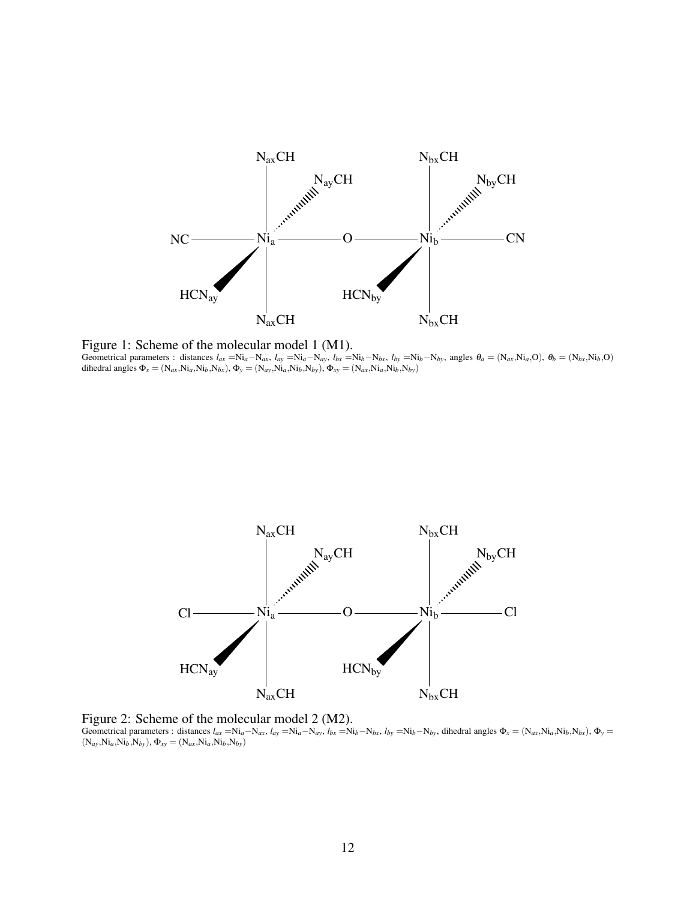Figure 1: Scheme of the molecular model 1 (M1).
Geometrical parameters : distances $l_{ax}$ =$Ni_a-N_{ax}$, $l_{ay}$ =$Ni_a-N_{ay}$, $l_{bx}$ =$Ni_b-N_{bx}$, $l_{by}$ =$Ni_b-N_{by}$, angles $\theta_a$ = ($N_{ax}$,$Ni_a$,O), $\theta_b$ = ($N_{bx}$,$Ni_b$,O) dihedral angles $\Phi_x$ = ($N_{ax}$,$Ni_a$,$Ni_b$,$N_{bx}$), $\Phi_y$ = ($N_{ay}$,$Ni_a$,$Ni_b$,$N_{by}$), $\Phi_{xy}$ = ($N_{ax}$,$Ni_a$,$Ni_b$,$N_{by}$)

Figure 2: Scheme of the molecular model 2 (M2).
Geometrical parameters : distances $l_{ax}$ =$Ni_a-N_{ax}$, $l_{ay}$ =$Ni_a-N_{ay}$, $l_{bx}$ =$Ni_b-N_{bx}$, $l_{by}$ =$Ni_b-N_{by}$, dihedral angles $\Phi_x$ = ($N_{ax}$,$Ni_a$,$Ni_b$,$N_{bx}$), $\Phi_y$ = ($N_{ay}$,$Ni_a$,$Ni_b$,$N_{by}$), $\Phi_{xy}$ = ($N_{ax}$,$Ni_a$,$Ni_b$,$N_{by}$)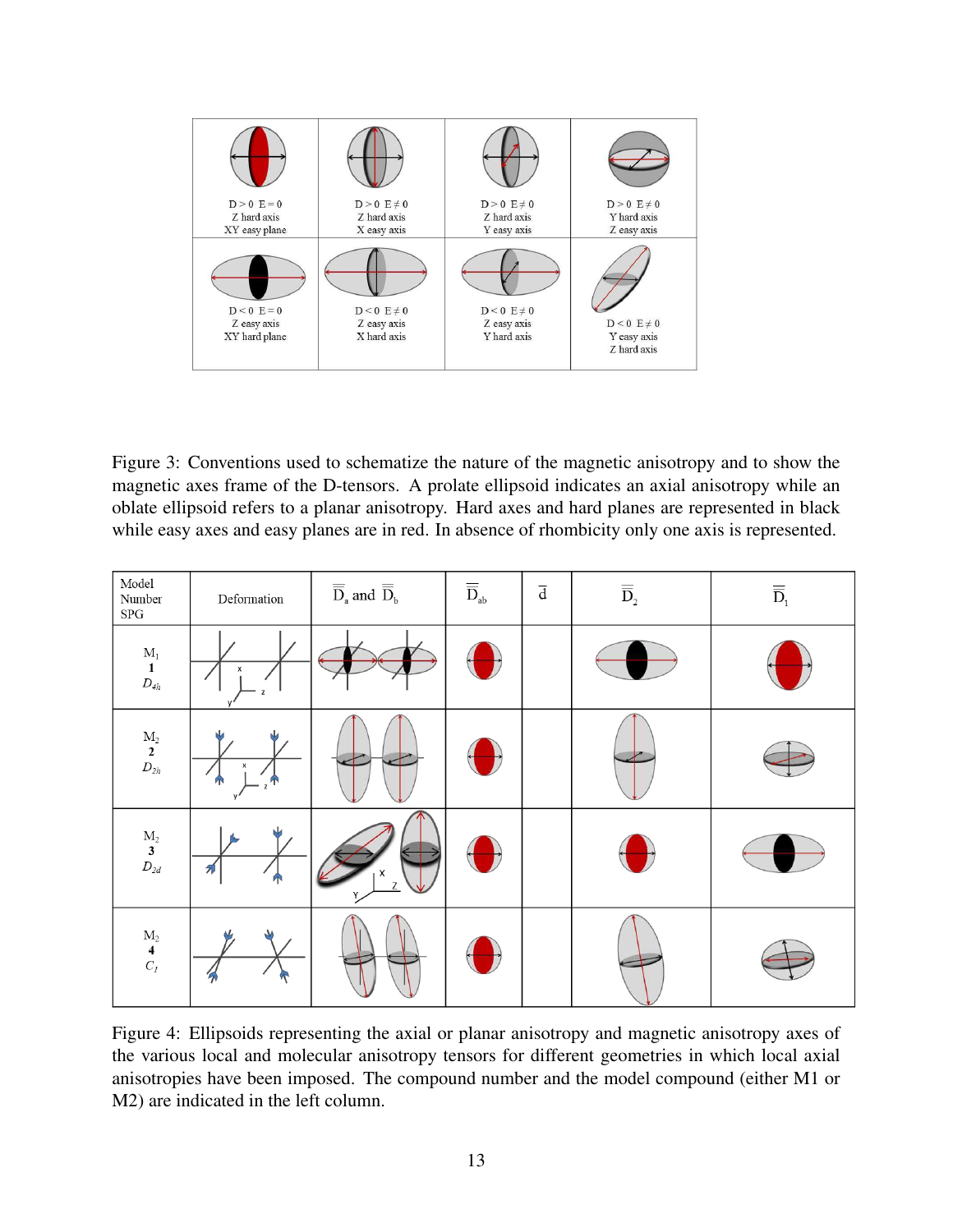| D > 0 E = 0<br>Z hard axis<br>XY easy plane | D > 0 E ≠ 0<br>Z hard axis<br>X easy axis | D > 0 E ≠ 0<br>Z hard axis<br>Y easy axis | D > 0 E ≠ 0<br>Y hard axis<br>Z easy axis |
|---|---|---|---|
| D < 0 E = 0<br>Z easy axis<br>XY hard plane | D < 0 E ≠ 0<br>Z easy axis<br>X hard axis | D < 0 E ≠ 0<br>Z easy axis<br>Y hard axis | D < 0 E ≠ 0<br>Y easy axis<br>Z hard axis |

Figure 3: Conventions used to schematize the nature of the magnetic anisotropy and to show the magnetic axes frame of the D-tensors. A prolate ellipsoid indicates an axial anisotropy while an oblate ellipsoid refers to a planar anisotropy. Hard axes and hard planes are represented in black while easy axes and easy planes are in red. In absence of rhombicity only one axis is represented.

| Model Number SPG | Deformation | $\bar{\bar{D}}_a$ and $\bar{\bar{D}}_b$ | $\bar{\bar{D}}_{ab}$ | $\bar{d}$ | $\bar{\bar{D}}_2$ | $\bar{\bar{D}}_1$ |
|---|---|---|---|---|---|---|
| $M_1$<br>**1**<br>$D_{4h}$ | | | | | | |
| $M_2$<br>**2**<br>$D_{2h}$ | | | | | | |
| $M_2$<br>**3**<br>$D_{2d}$ | | | | | | |
| $M_2$<br>**4**<br>$C_I$ | | | | | | |

Figure 4: Ellipsoids representing the axial or planar anisotropy and magnetic anisotropy axes of the various local and molecular anisotropy tensors for different geometries in which local axial anisotropies have been imposed. The compound number and the model compound (either M1 or M2) are indicated in the left column.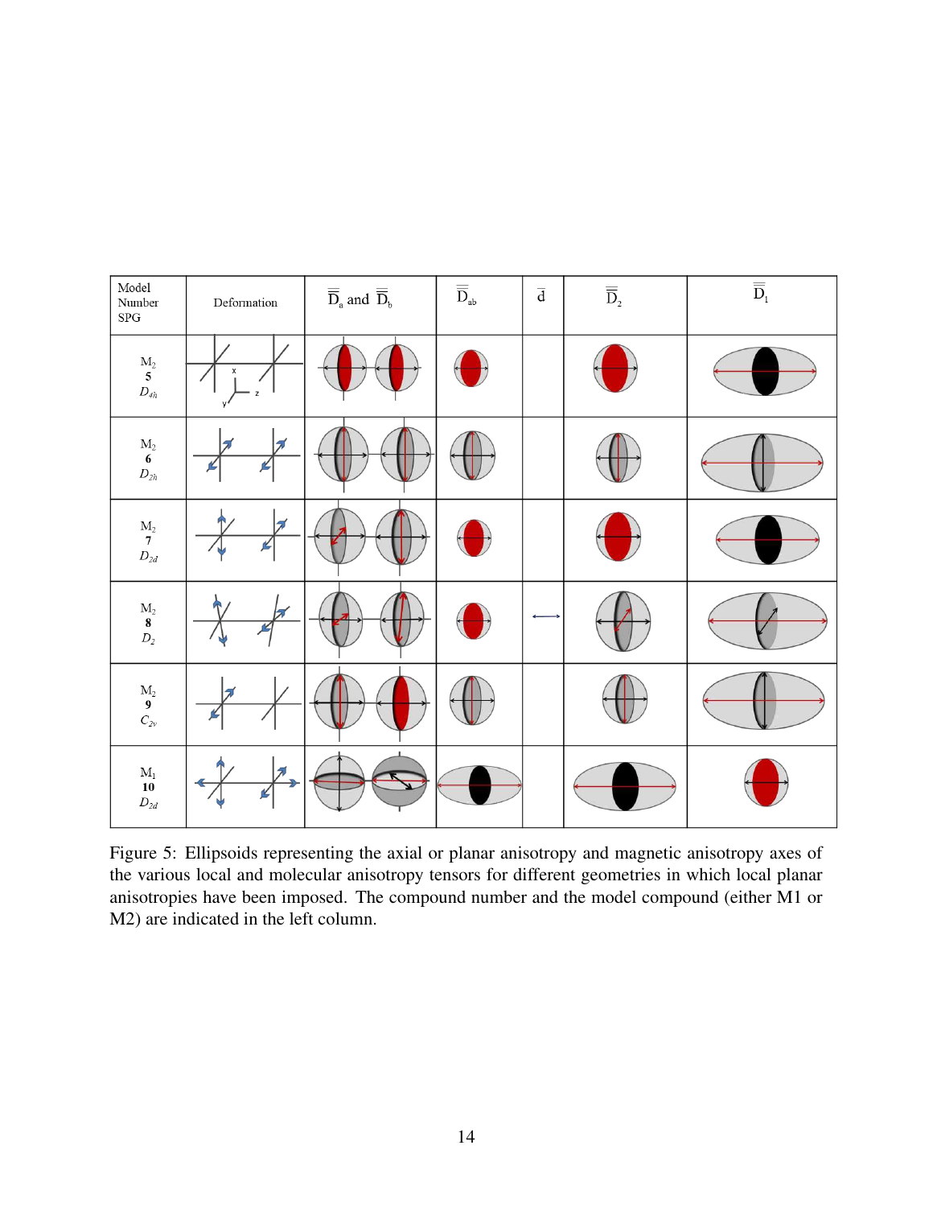| Model Number SPG | Deformation | $\overline{\overline{D}}_a$ and $\overline{\overline{D}}_b$ | $\overline{\overline{D}}_{ab}$ | $\overline{d}$ | $\overline{\overline{D}}_2$ | $\overline{\overline{D}}_1$ |
|---|---|---|---|---|---|---|
| $M_2$ **5** $D_{4h}$ | | | | | | |
| $M_2$ **6** $D_{2h}$ | | | | | | |
| $M_2$ **7** $D_{2d}$ | | | | | | |
| $M_2$ **8** $D_2$ | | | | | | |
| $M_2$ **9** $C_{2v}$ | | | | | | |
| $M_1$ **10** $D_{2d}$ | | | | | | |

Figure 5: Ellipsoids representing the axial or planar anisotropy and magnetic anisotropy axes of the various local and molecular anisotropy tensors for different geometries in which local planar anisotropies have been imposed. The compound number and the model compound (either M1 or M2) are indicated in the left column.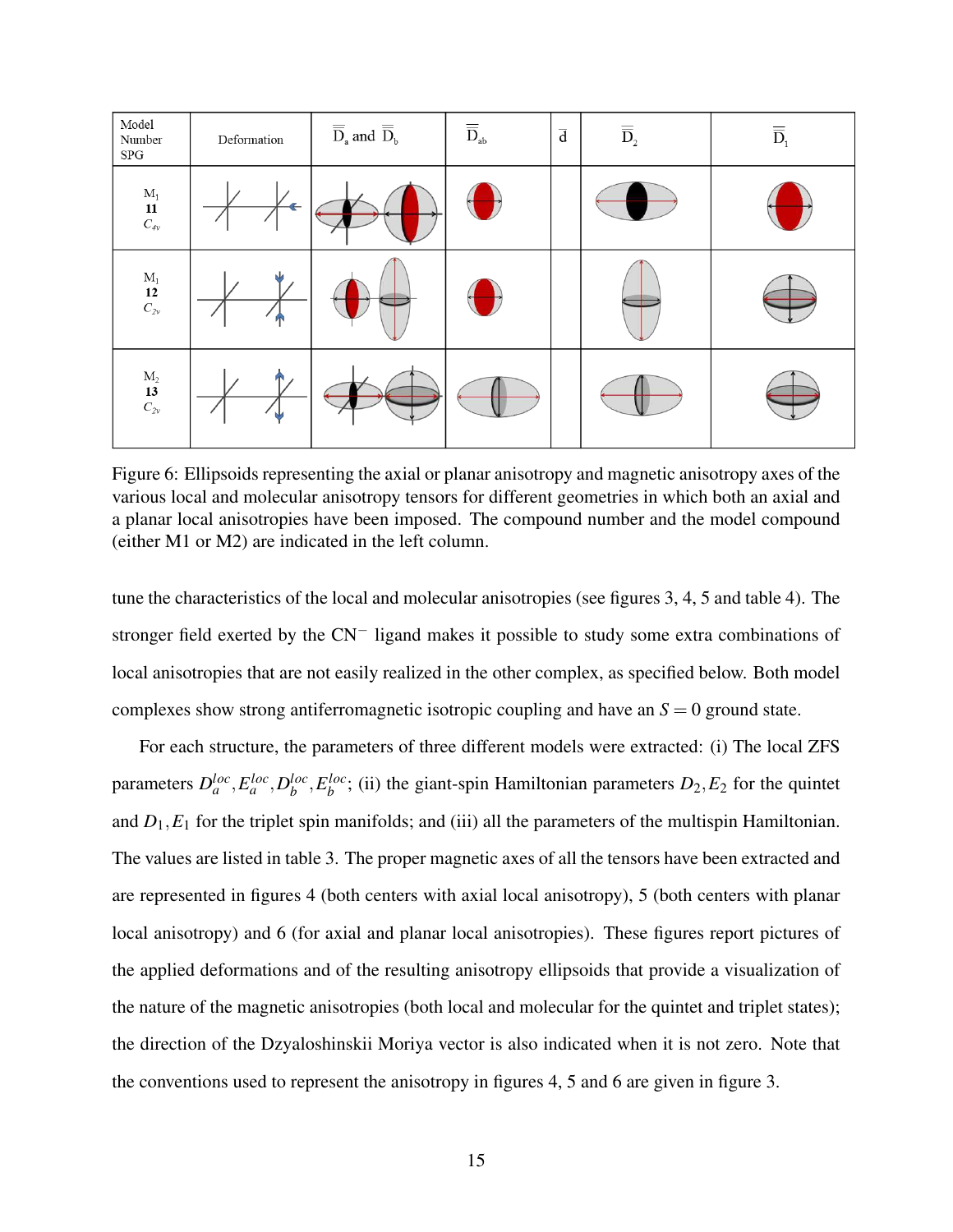| Model Number SPG | Deformation | $\overline{\overline{D}}_a$ and $\overline{\overline{D}}_b$ | $\overline{\overline{D}}_{ab}$ | $\overline{d}$ | $\overline{\overline{D}}_2$ | $\overline{\overline{D}}_1$ |
|---|---|---|---|---|---|---|
| $M_1$ **11** $C_{4v}$ | | | | | | |
| $M_1$ **12** $C_{2v}$ | | | | | | |
| $M_2$ **13** $C_{2v}$ | | | | | | |

Figure 6: Ellipsoids representing the axial or planar anisotropy and magnetic anisotropy axes of the various local and molecular anisotropy tensors for different geometries in which both an axial and a planar local anisotropies have been imposed. The compound number and the model compound (either M1 or M2) are indicated in the left column.

tune the characteristics of the local and molecular anisotropies (see figures 3, 4, 5 and table 4). The stronger field exerted by the $CN^-$ ligand makes it possible to study some extra combinations of local anisotropies that are not easily realized in the other complex, as specified below. Both model complexes show strong antiferromagnetic isotropic coupling and have an $S = 0$ ground state.

For each structure, the parameters of three different models were extracted: (i) The local ZFS parameters $D_a^{loc}, E_a^{loc}, D_b^{loc}, E_b^{loc}$; (ii) the giant-spin Hamiltonian parameters $D_2, E_2$ for the quintet and $D_1, E_1$ for the triplet spin manifolds; and (iii) all the parameters of the multispin Hamiltonian. The values are listed in table 3. The proper magnetic axes of all the tensors have been extracted and are represented in figures 4 (both centers with axial local anisotropy), 5 (both centers with planar local anisotropy) and 6 (for axial and planar local anisotropies). These figures report pictures of the applied deformations and of the resulting anisotropy ellipsoids that provide a visualization of the nature of the magnetic anisotropies (both local and molecular for the quintet and triplet states); the direction of the Dzyaloshinskii Moriya vector is also indicated when it is not zero. Note that the conventions used to represent the anisotropy in figures 4, 5 and 6 are given in figure 3.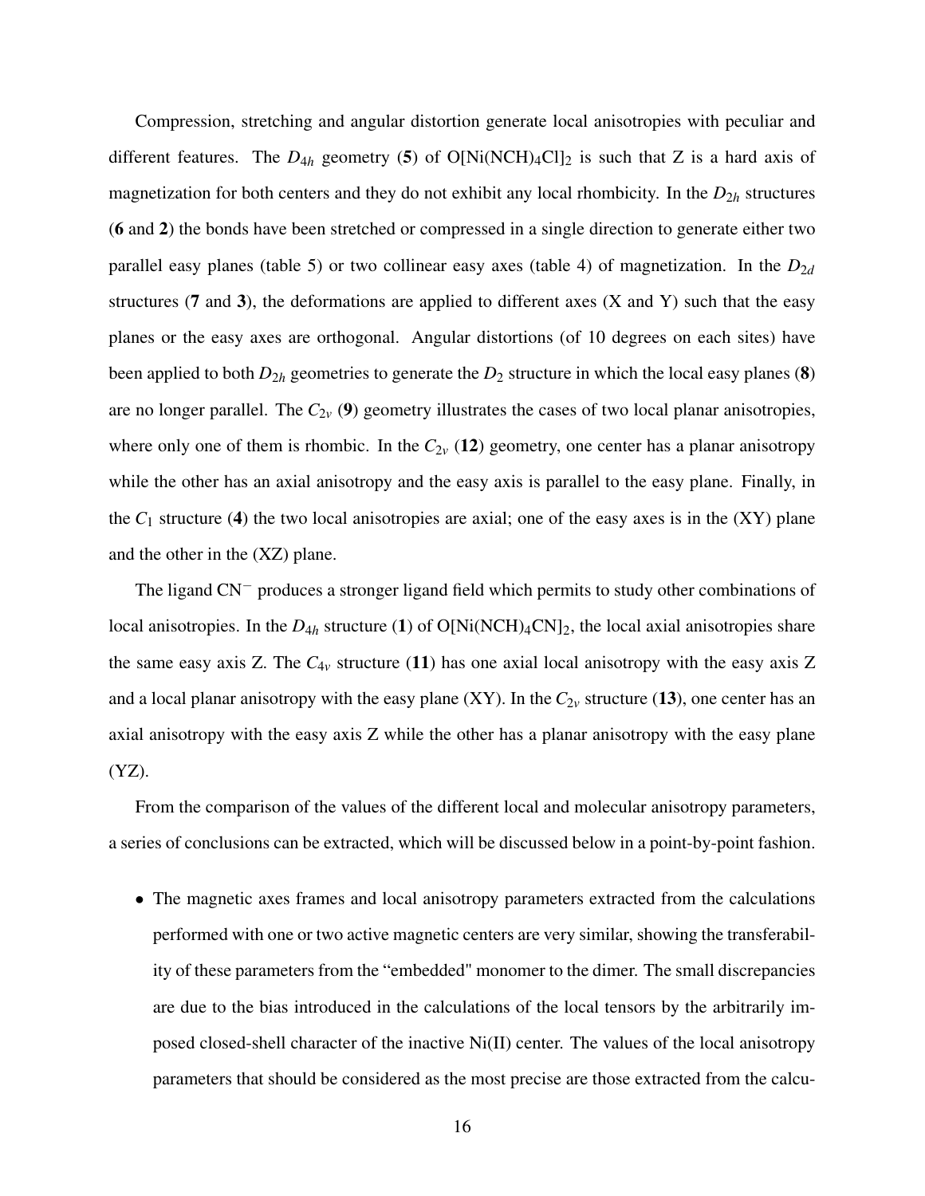Compression, stretching and angular distortion generate local anisotropies with peculiar and different features. The $D_{4h}$ geometry (**5**) of $O[Ni(NCH)_4Cl]_2$ is such that Z is a hard axis of magnetization for both centers and they do not exhibit any local rhombicity. In the $D_{2h}$ structures (**6** and **2**) the bonds have been stretched or compressed in a single direction to generate either two parallel easy planes (table 5) or two collinear easy axes (table 4) of magnetization. In the $D_{2d}$ structures (**7** and **3**), the deformations are applied to different axes (X and Y) such that the easy planes or the easy axes are orthogonal. Angular distortions (of 10 degrees on each sites) have been applied to both $D_{2h}$ geometries to generate the $D_2$ structure in which the local easy planes (**8**) are no longer parallel. The $C_{2v}$ (**9**) geometry illustrates the cases of two local planar anisotropies, where only one of them is rhombic. In the $C_{2v}$ (**12**) geometry, one center has a planar anisotropy while the other has an axial anisotropy and the easy axis is parallel to the easy plane. Finally, in the $C_1$ structure (**4**) the two local anisotropies are axial; one of the easy axes is in the (XY) plane and the other in the (XZ) plane.

The ligand $CN^-$ produces a stronger ligand field which permits to study other combinations of local anisotropies. In the $D_{4h}$ structure (**1**) of $O[Ni(NCH)_4CN]_2$, the local axial anisotropies share the same easy axis Z. The $C_{4v}$ structure (**11**) has one axial local anisotropy with the easy axis Z and a local planar anisotropy with the easy plane (XY). In the $C_{2v}$ structure (**13**), one center has an axial anisotropy with the easy axis Z while the other has a planar anisotropy with the easy plane (YZ).

From the comparison of the values of the different local and molecular anisotropy parameters, a series of conclusions can be extracted, which will be discussed below in a point-by-point fashion.

- The magnetic axes frames and local anisotropy parameters extracted from the calculations performed with one or two active magnetic centers are very similar, showing the transferability of these parameters from the "embedded" monomer to the dimer. The small discrepancies are due to the bias introduced in the calculations of the local tensors by the arbitrarily imposed closed-shell character of the inactive Ni(II) center. The values of the local anisotropy parameters that should be considered as the most precise are those extracted from the calcu-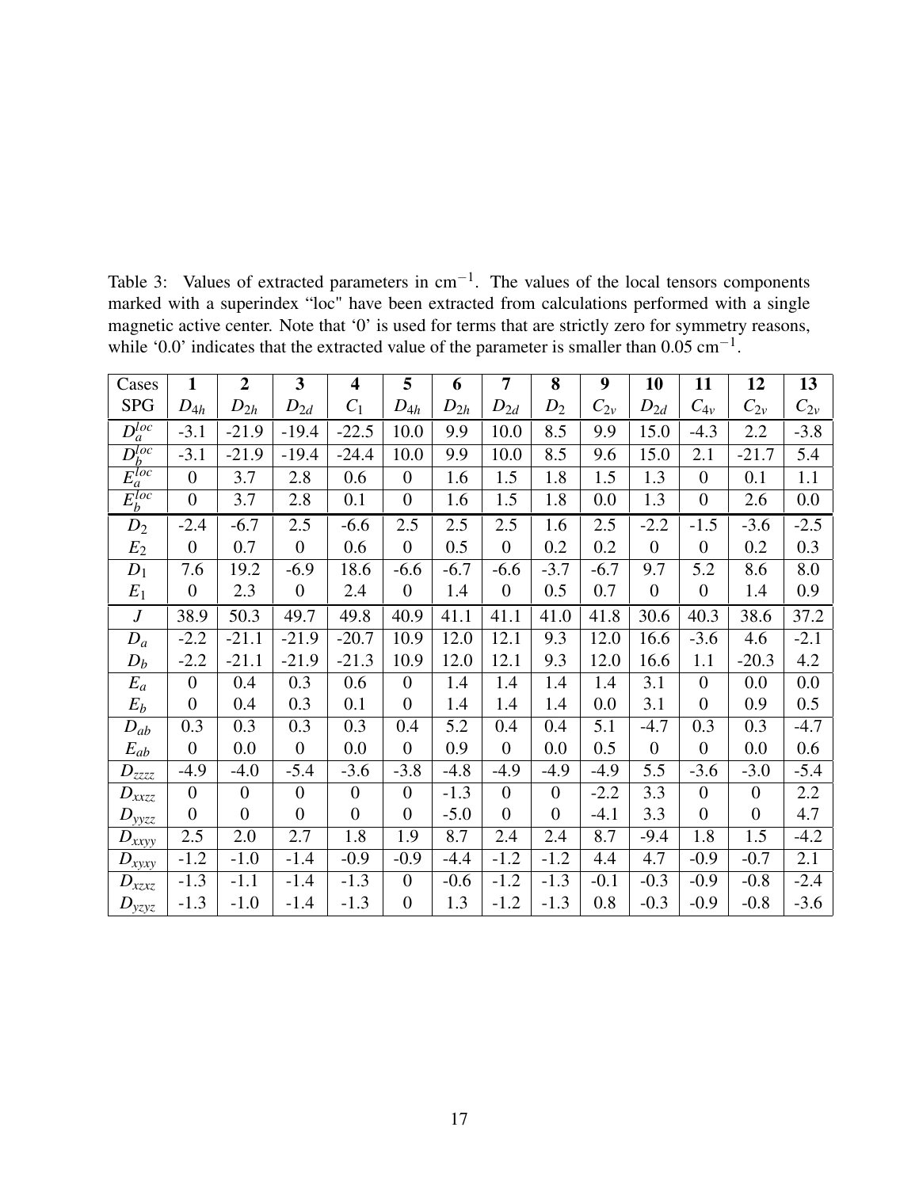Table 3: Values of extracted parameters in $cm^{-1}$. The values of the local tensors components marked with a superindex "loc" have been extracted from calculations performed with a single magnetic active center. Note that '0' is used for terms that are strictly zero for symmetry reasons, while '0.0' indicates that the extracted value of the parameter is smaller than 0.05 $cm^{-1}$.

| Cases | **1** | **2** | **3** | **4** | **5** | **6** | **7** | **8** | **9** | **10** | **11** | **12** | **13** |
|---|---|---|---|---|---|---|---|---|---|---|---|---|---|
| SPG | $D_{4h}$ | $D_{2h}$ | $D_{2d}$ | $C_1$ | $D_{4h}$ | $D_{2h}$ | $D_{2d}$ | $D_2$ | $C_{2v}$ | $D_{2d}$ | $C_{4v}$ | $C_{2v}$ | $C_{2v}$ |
| $D_a^{loc}$ | -3.1 | -21.9 | -19.4 | -22.5 | 10.0 | 9.9 | 10.0 | 8.5 | 9.9 | 15.0 | -4.3 | 2.2 | -3.8 |
| $D_b^{loc}$ | -3.1 | -21.9 | -19.4 | -24.4 | 10.0 | 9.9 | 10.0 | 8.5 | 9.6 | 15.0 | 2.1 | -21.7 | 5.4 |
| $E_a^{loc}$ | 0 | 3.7 | 2.8 | 0.6 | 0 | 1.6 | 1.5 | 1.8 | 1.5 | 1.3 | 0 | 0.1 | 1.1 |
| $E_b^{loc}$ | 0 | 3.7 | 2.8 | 0.1 | 0 | 1.6 | 1.5 | 1.8 | 0.0 | 1.3 | 0 | 2.6 | 0.0 |
| $D_2$ | -2.4 | -6.7 | 2.5 | -6.6 | 2.5 | 2.5 | 2.5 | 1.6 | 2.5 | -2.2 | -1.5 | -3.6 | -2.5 |
| $E_2$ | 0 | 0.7 | 0 | 0.6 | 0 | 0.5 | 0 | 0.2 | 0.2 | 0 | 0 | 0.2 | 0.3 |
| $D_1$ | 7.6 | 19.2 | -6.9 | 18.6 | -6.6 | -6.7 | -6.6 | -3.7 | -6.7 | 9.7 | 5.2 | 8.6 | 8.0 |
| $E_1$ | 0 | 2.3 | 0 | 2.4 | 0 | 1.4 | 0 | 0.5 | 0.7 | 0 | 0 | 1.4 | 0.9 |
| $J$ | 38.9 | 50.3 | 49.7 | 49.8 | 40.9 | 41.1 | 41.1 | 41.0 | 41.8 | 30.6 | 40.3 | 38.6 | 37.2 |
| $D_a$ | -2.2 | -21.1 | -21.9 | -20.7 | 10.9 | 12.0 | 12.1 | 9.3 | 12.0 | 16.6 | -3.6 | 4.6 | -2.1 |
| $D_b$ | -2.2 | -21.1 | -21.9 | -21.3 | 10.9 | 12.0 | 12.1 | 9.3 | 12.0 | 16.6 | 1.1 | -20.3 | 4.2 |
| $E_a$ | 0 | 0.4 | 0.3 | 0.6 | 0 | 1.4 | 1.4 | 1.4 | 1.4 | 3.1 | 0 | 0.0 | 0.0 |
| $E_b$ | 0 | 0.4 | 0.3 | 0.1 | 0 | 1.4 | 1.4 | 1.4 | 0.0 | 3.1 | 0 | 0.9 | 0.5 |
| $D_{ab}$ | 0.3 | 0.3 | 0.3 | 0.3 | 0.4 | 5.2 | 0.4 | 0.4 | 5.1 | -4.7 | 0.3 | 0.3 | -4.7 |
| $E_{ab}$ | 0 | 0.0 | 0 | 0.0 | 0 | 0.9 | 0 | 0.0 | 0.5 | 0 | 0 | 0.0 | 0.6 |
| $D_{zzzz}$ | -4.9 | -4.0 | -5.4 | -3.6 | -3.8 | -4.8 | -4.9 | -4.9 | -4.9 | 5.5 | -3.6 | -3.0 | -5.4 |
| $D_{xxzz}$ | 0 | 0 | 0 | 0 | 0 | -1.3 | 0 | 0 | -2.2 | 3.3 | 0 | 0 | 2.2 |
| $D_{yyzz}$ | 0 | 0 | 0 | 0 | 0 | -5.0 | 0 | 0 | -4.1 | 3.3 | 0 | 0 | 4.7 |
| $D_{xxyy}$ | 2.5 | 2.0 | 2.7 | 1.8 | 1.9 | 8.7 | 2.4 | 2.4 | 8.7 | -9.4 | 1.8 | 1.5 | -4.2 |
| $D_{xyxy}$ | -1.2 | -1.0 | -1.4 | -0.9 | -0.9 | -4.4 | -1.2 | -1.2 | 4.4 | 4.7 | -0.9 | -0.7 | 2.1 |
| $D_{xzxz}$ | -1.3 | -1.1 | -1.4 | -1.3 | 0 | -0.6 | -1.2 | -1.3 | -0.1 | -0.3 | -0.9 | -0.8 | -2.4 |
| $D_{yzyz}$ | -1.3 | -1.0 | -1.4 | -1.3 | 0 | 1.3 | -1.2 | -1.3 | 0.8 | -0.3 | -0.9 | -0.8 | -3.6 |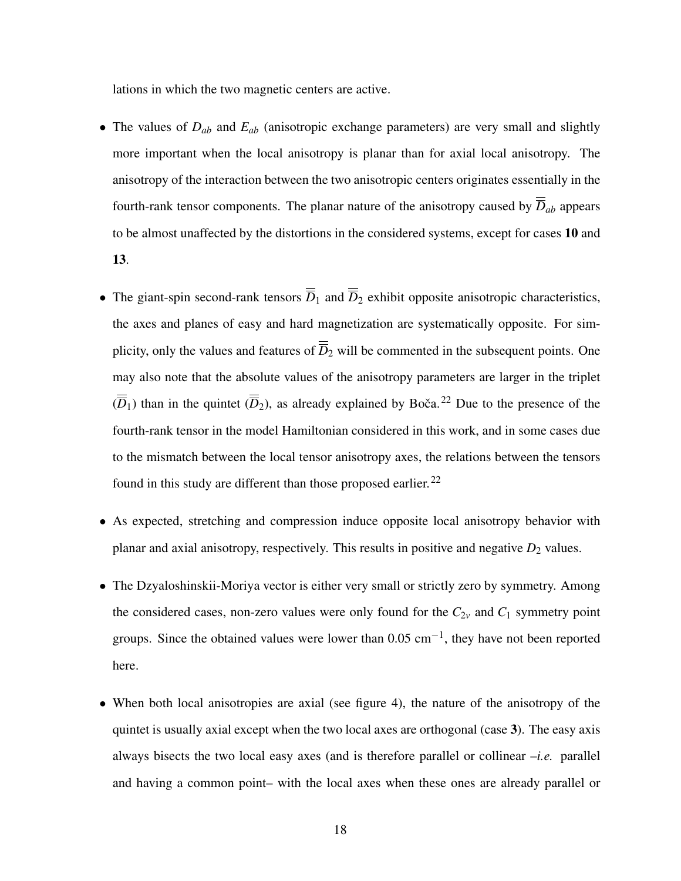lations in which the two magnetic centers are active.

- The values of $D_{ab}$ and $E_{ab}$ (anisotropic exchange parameters) are very small and slightly more important when the local anisotropy is planar than for axial local anisotropy. The anisotropy of the interaction between the two anisotropic centers originates essentially in the fourth-rank tensor components. The planar nature of the anisotropy caused by $\overline{\overline{D}}_{ab}$ appears to be almost unaffected by the distortions in the considered systems, except for cases **10** and **13**.

- The giant-spin second-rank tensors $\overline{\overline{D}}_1$ and $\overline{\overline{D}}_2$ exhibit opposite anisotropic characteristics, the axes and planes of easy and hard magnetization are systematically opposite. For simplicity, only the values and features of $\overline{\overline{D}}_2$ will be commented in the subsequent points. One may also note that the absolute values of the anisotropy parameters are larger in the triplet ($\overline{\overline{D}}_1$) than in the quintet ($\overline{\overline{D}}_2$), as already explained by Boča.[22] Due to the presence of the fourth-rank tensor in the model Hamiltonian considered in this work, and in some cases due to the mismatch between the local tensor anisotropy axes, the relations between the tensors found in this study are different than those proposed earlier.[22]

- As expected, stretching and compression induce opposite local anisotropy behavior with planar and axial anisotropy, respectively. This results in positive and negative $D_2$ values.

- The Dzyaloshinskii-Moriya vector is either very small or strictly zero by symmetry. Among the considered cases, non-zero values were only found for the $C_{2v}$ and $C_1$ symmetry point groups. Since the obtained values were lower than 0.05 cm$^{-1}$, they have not been reported here.

- When both local anisotropies are axial (see figure 4), the nature of the anisotropy of the quintet is usually axial except when the two local axes are orthogonal (case **3**). The easy axis always bisects the two local easy axes (and is therefore parallel or collinear –*i.e.* parallel and having a common point– with the local axes when these ones are already parallel or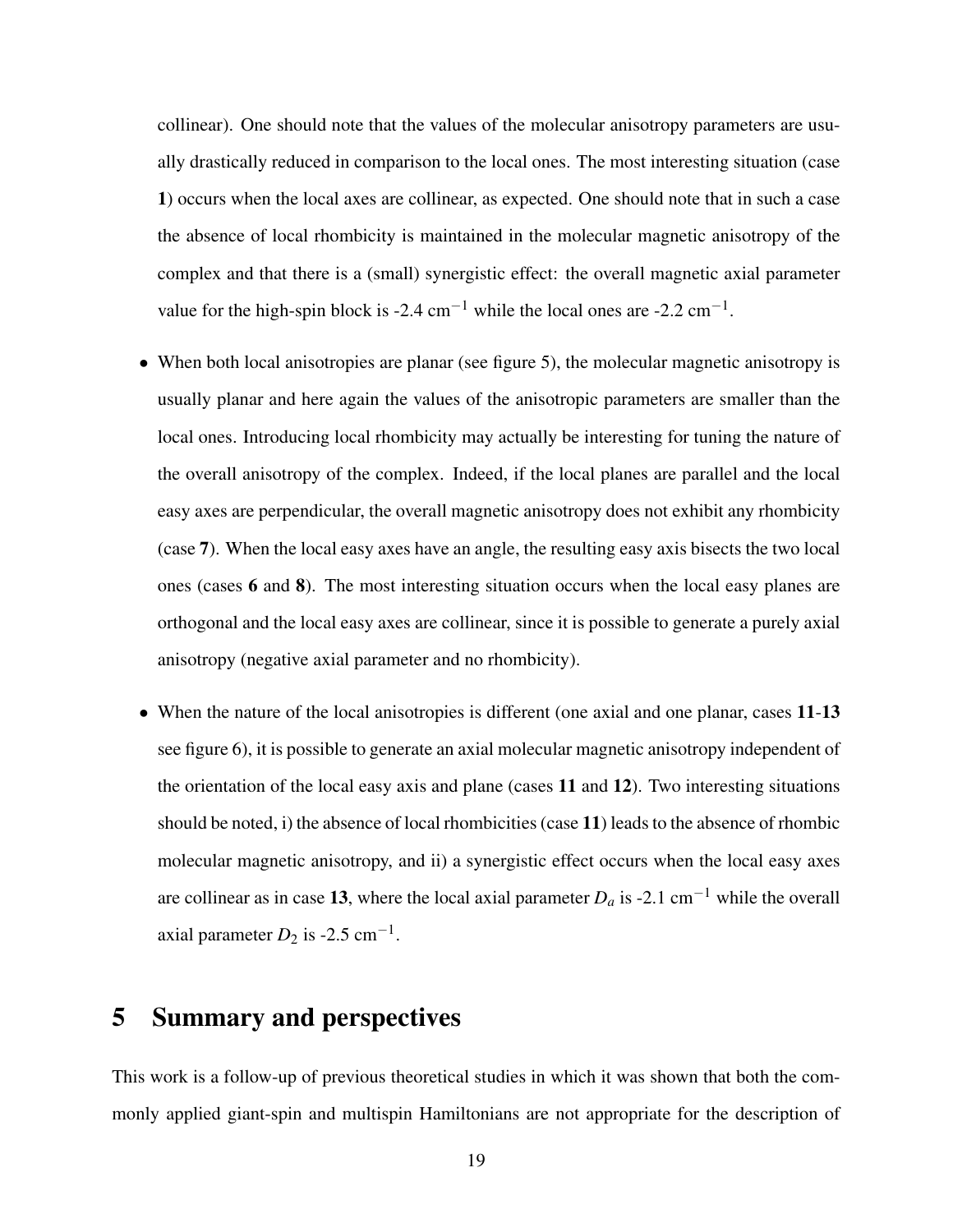collinear). One should note that the values of the molecular anisotropy parameters are usually drastically reduced in comparison to the local ones. The most interesting situation (case **1**) occurs when the local axes are collinear, as expected. One should note that in such a case the absence of local rhombicity is maintained in the molecular magnetic anisotropy of the complex and that there is a (small) synergistic effect: the overall magnetic axial parameter value for the high-spin block is -2.4 $\text{cm}^{-1}$ while the local ones are -2.2 $\text{cm}^{-1}$.

- When both local anisotropies are planar (see figure 5), the molecular magnetic anisotropy is usually planar and here again the values of the anisotropic parameters are smaller than the local ones. Introducing local rhombicity may actually be interesting for tuning the nature of the overall anisotropy of the complex. Indeed, if the local planes are parallel and the local easy axes are perpendicular, the overall magnetic anisotropy does not exhibit any rhombicity (case **7**). When the local easy axes have an angle, the resulting easy axis bisects the two local ones (cases **6** and **8**). The most interesting situation occurs when the local easy planes are orthogonal and the local easy axes are collinear, since it is possible to generate a purely axial anisotropy (negative axial parameter and no rhombicity).

- When the nature of the local anisotropies is different (one axial and one planar, cases **11**-**13** see figure 6), it is possible to generate an axial molecular magnetic anisotropy independent of the orientation of the local easy axis and plane (cases **11** and **12**). Two interesting situations should be noted, i) the absence of local rhombicities (case **11**) leads to the absence of rhombic molecular magnetic anisotropy, and ii) a synergistic effect occurs when the local easy axes are collinear as in case **13**, where the local axial parameter $D_a$ is -2.1 $\text{cm}^{-1}$ while the overall axial parameter $D_2$ is -2.5 $\text{cm}^{-1}$.

# 5 Summary and perspectives

This work is a follow-up of previous theoretical studies in which it was shown that both the commonly applied giant-spin and multispin Hamiltonians are not appropriate for the description of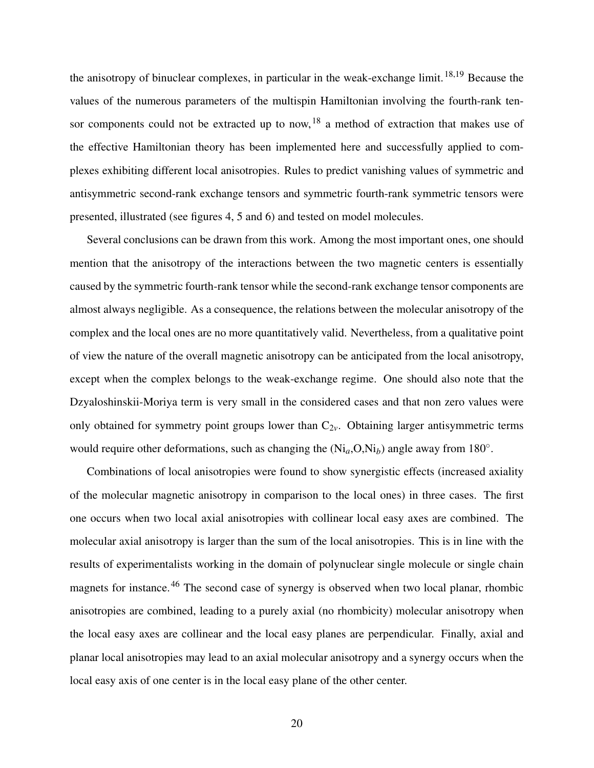the anisotropy of binuclear complexes, in particular in the weak-exchange limit.[18,19] Because the values of the numerous parameters of the multispin Hamiltonian involving the fourth-rank tensor components could not be extracted up to now,[18] a method of extraction that makes use of the effective Hamiltonian theory has been implemented here and successfully applied to complexes exhibiting different local anisotropies. Rules to predict vanishing values of symmetric and antisymmetric second-rank exchange tensors and symmetric fourth-rank symmetric tensors were presented, illustrated (see figures 4, 5 and 6) and tested on model molecules.

Several conclusions can be drawn from this work. Among the most important ones, one should mention that the anisotropy of the interactions between the two magnetic centers is essentially caused by the symmetric fourth-rank tensor while the second-rank exchange tensor components are almost always negligible. As a consequence, the relations between the molecular anisotropy of the complex and the local ones are no more quantitatively valid. Nevertheless, from a qualitative point of view the nature of the overall magnetic anisotropy can be anticipated from the local anisotropy, except when the complex belongs to the weak-exchange regime. One should also note that the Dzyaloshinskii-Moriya term is very small in the considered cases and that non zero values were only obtained for symmetry point groups lower than $C_{2v}$. Obtaining larger antisymmetric terms would require other deformations, such as changing the ($Ni_a$,O,$Ni_b$) angle away from 180°.

Combinations of local anisotropies were found to show synergistic effects (increased axiality of the molecular magnetic anisotropy in comparison to the local ones) in three cases. The first one occurs when two local axial anisotropies with collinear local easy axes are combined. The molecular axial anisotropy is larger than the sum of the local anisotropies. This is in line with the results of experimentalists working in the domain of polynuclear single molecule or single chain magnets for instance.[46] The second case of synergy is observed when two local planar, rhombic anisotropies are combined, leading to a purely axial (no rhombicity) molecular anisotropy when the local easy axes are collinear and the local easy planes are perpendicular. Finally, axial and planar local anisotropies may lead to an axial molecular anisotropy and a synergy occurs when the local easy axis of one center is in the local easy plane of the other center.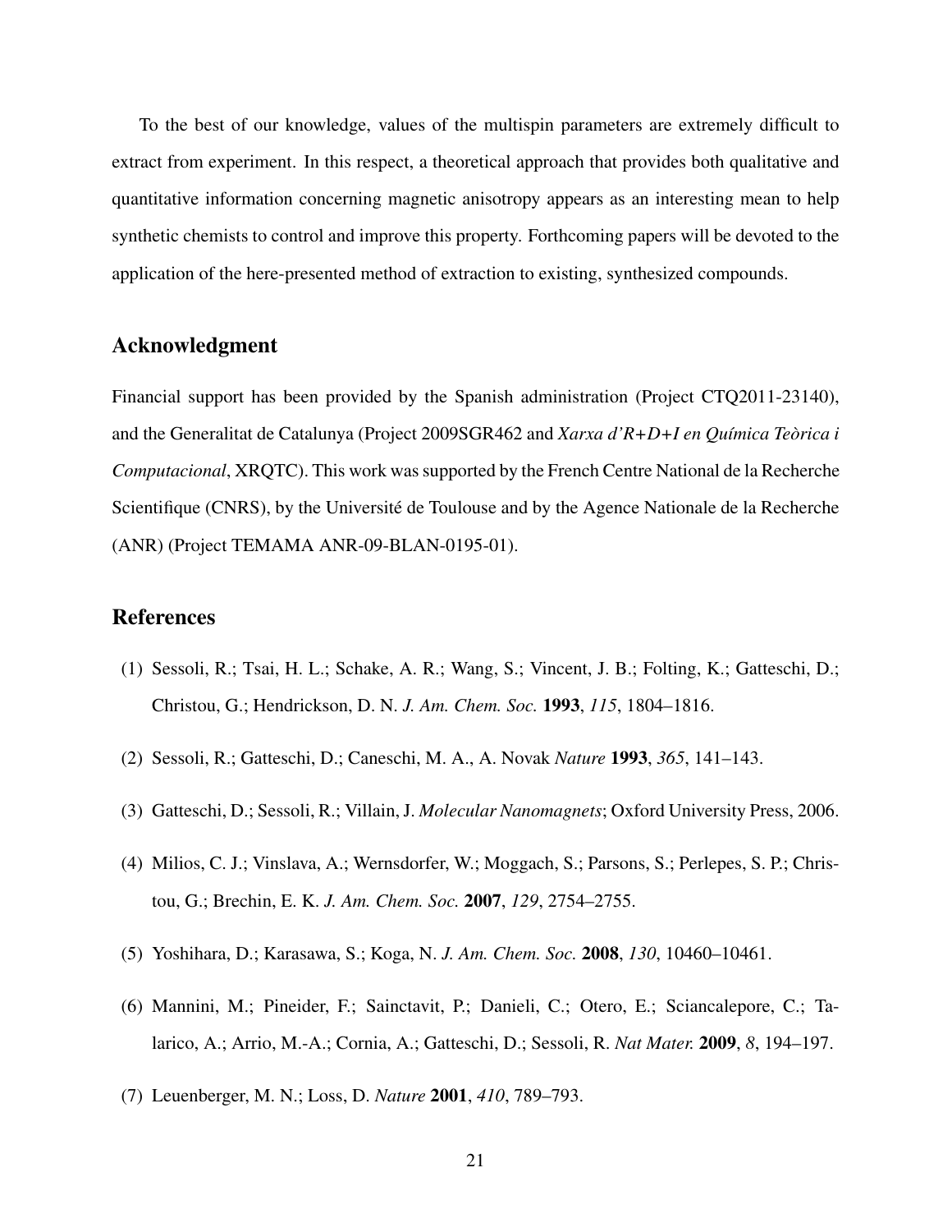To the best of our knowledge, values of the multispin parameters are extremely difficult to extract from experiment. In this respect, a theoretical approach that provides both qualitative and quantitative information concerning magnetic anisotropy appears as an interesting mean to help synthetic chemists to control and improve this property. Forthcoming papers will be devoted to the application of the here-presented method of extraction to existing, synthesized compounds.

## Acknowledgment

Financial support has been provided by the Spanish administration (Project CTQ2011-23140), and the Generalitat de Catalunya (Project 2009SGR462 and *Xarxa d'R+D+I en Química Teòrica i Computacional*, XRQTC). This work was supported by the French Centre National de la Recherche Scientifique (CNRS), by the Université de Toulouse and by the Agence Nationale de la Recherche (ANR) (Project TEMAMA ANR-09-BLAN-0195-01).

## References

(1) Sessoli, R.; Tsai, H. L.; Schake, A. R.; Wang, S.; Vincent, J. B.; Folting, K.; Gatteschi, D.; Christou, G.; Hendrickson, D. N. *J. Am. Chem. Soc.* **1993**, *115*, 1804–1816.

(2) Sessoli, R.; Gatteschi, D.; Caneschi, M. A., A. Novak *Nature* **1993**, *365*, 141–143.

(3) Gatteschi, D.; Sessoli, R.; Villain, J. *Molecular Nanomagnets*; Oxford University Press, 2006.

(4) Milios, C. J.; Vinslava, A.; Wernsdorfer, W.; Moggach, S.; Parsons, S.; Perlepes, S. P.; Christou, G.; Brechin, E. K. *J. Am. Chem. Soc.* **2007**, *129*, 2754–2755.

(5) Yoshihara, D.; Karasawa, S.; Koga, N. *J. Am. Chem. Soc.* **2008**, *130*, 10460–10461.

(6) Mannini, M.; Pineider, F.; Sainctavit, P.; Danieli, C.; Otero, E.; Sciancalepore, C.; Talarico, A.; Arrio, M.-A.; Cornia, A.; Gatteschi, D.; Sessoli, R. *Nat Mater.* **2009**, *8*, 194–197.

(7) Leuenberger, M. N.; Loss, D. *Nature* **2001**, *410*, 789–793.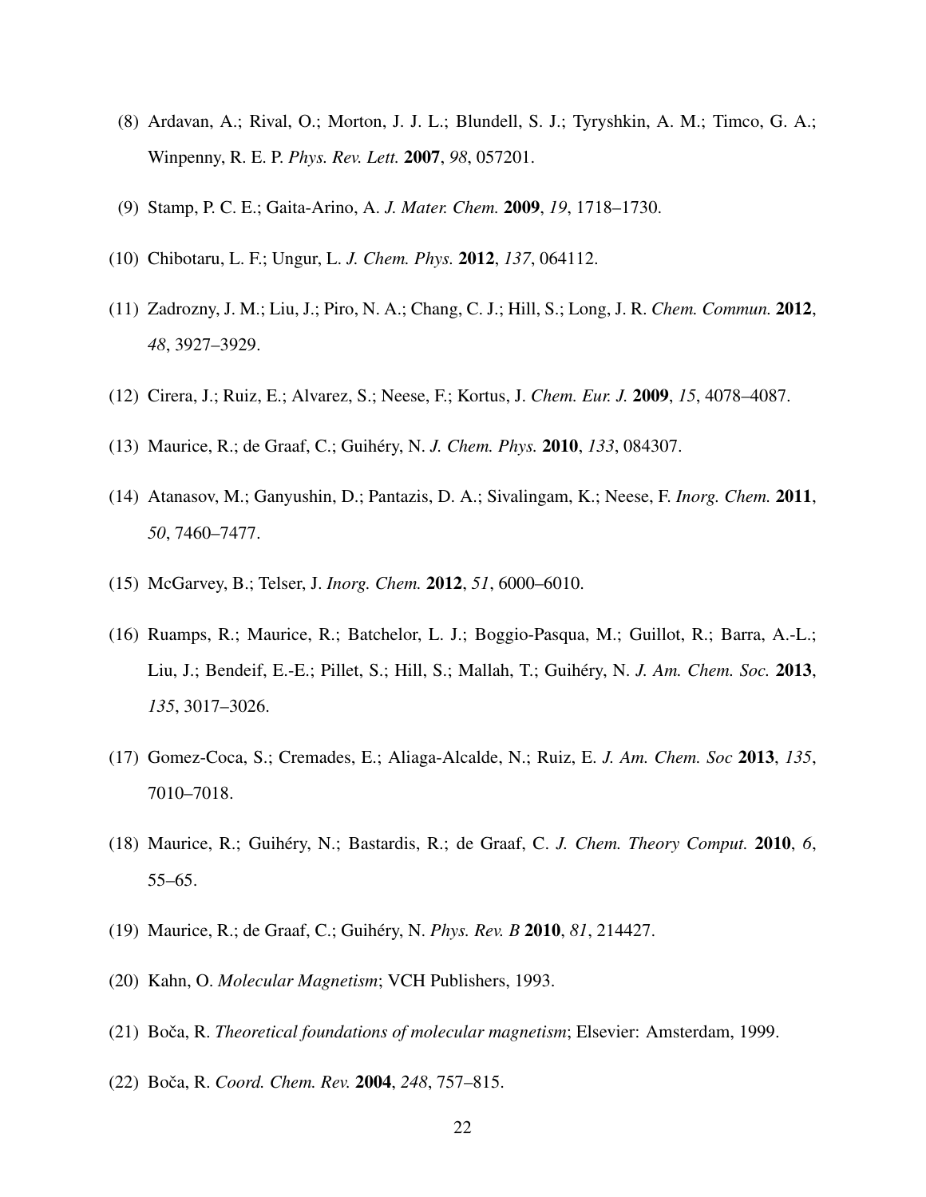(8) Ardavan, A.; Rival, O.; Morton, J. J. L.; Blundell, S. J.; Tyryshkin, A. M.; Timco, G. A.; Winpenny, R. E. P. *Phys. Rev. Lett.* **2007**, *98*, 057201.

(9) Stamp, P. C. E.; Gaita-Arino, A. *J. Mater. Chem.* **2009**, *19*, 1718–1730.

(10) Chibotaru, L. F.; Ungur, L. *J. Chem. Phys.* **2012**, *137*, 064112.

(11) Zadrozny, J. M.; Liu, J.; Piro, N. A.; Chang, C. J.; Hill, S.; Long, J. R. *Chem. Commun.* **2012**, *48*, 3927–3929.

(12) Cirera, J.; Ruiz, E.; Alvarez, S.; Neese, F.; Kortus, J. *Chem. Eur. J.* **2009**, *15*, 4078–4087.

(13) Maurice, R.; de Graaf, C.; Guihéry, N. *J. Chem. Phys.* **2010**, *133*, 084307.

(14) Atanasov, M.; Ganyushin, D.; Pantazis, D. A.; Sivalingam, K.; Neese, F. *Inorg. Chem.* **2011**, *50*, 7460–7477.

(15) McGarvey, B.; Telser, J. *Inorg. Chem.* **2012**, *51*, 6000–6010.

(16) Ruamps, R.; Maurice, R.; Batchelor, L. J.; Boggio-Pasqua, M.; Guillot, R.; Barra, A.-L.; Liu, J.; Bendeif, E.-E.; Pillet, S.; Hill, S.; Mallah, T.; Guihéry, N. *J. Am. Chem. Soc.* **2013**, *135*, 3017–3026.

(17) Gomez-Coca, S.; Cremades, E.; Aliaga-Alcalde, N.; Ruiz, E. *J. Am. Chem. Soc* **2013**, *135*, 7010–7018.

(18) Maurice, R.; Guihéry, N.; Bastardis, R.; de Graaf, C. *J. Chem. Theory Comput.* **2010**, *6*, 55–65.

(19) Maurice, R.; de Graaf, C.; Guihéry, N. *Phys. Rev. B* **2010**, *81*, 214427.

(20) Kahn, O. *Molecular Magnetism*; VCH Publishers, 1993.

(21) Boča, R. *Theoretical foundations of molecular magnetism*; Elsevier: Amsterdam, 1999.

(22) Boča, R. *Coord. Chem. Rev.* **2004**, *248*, 757–815.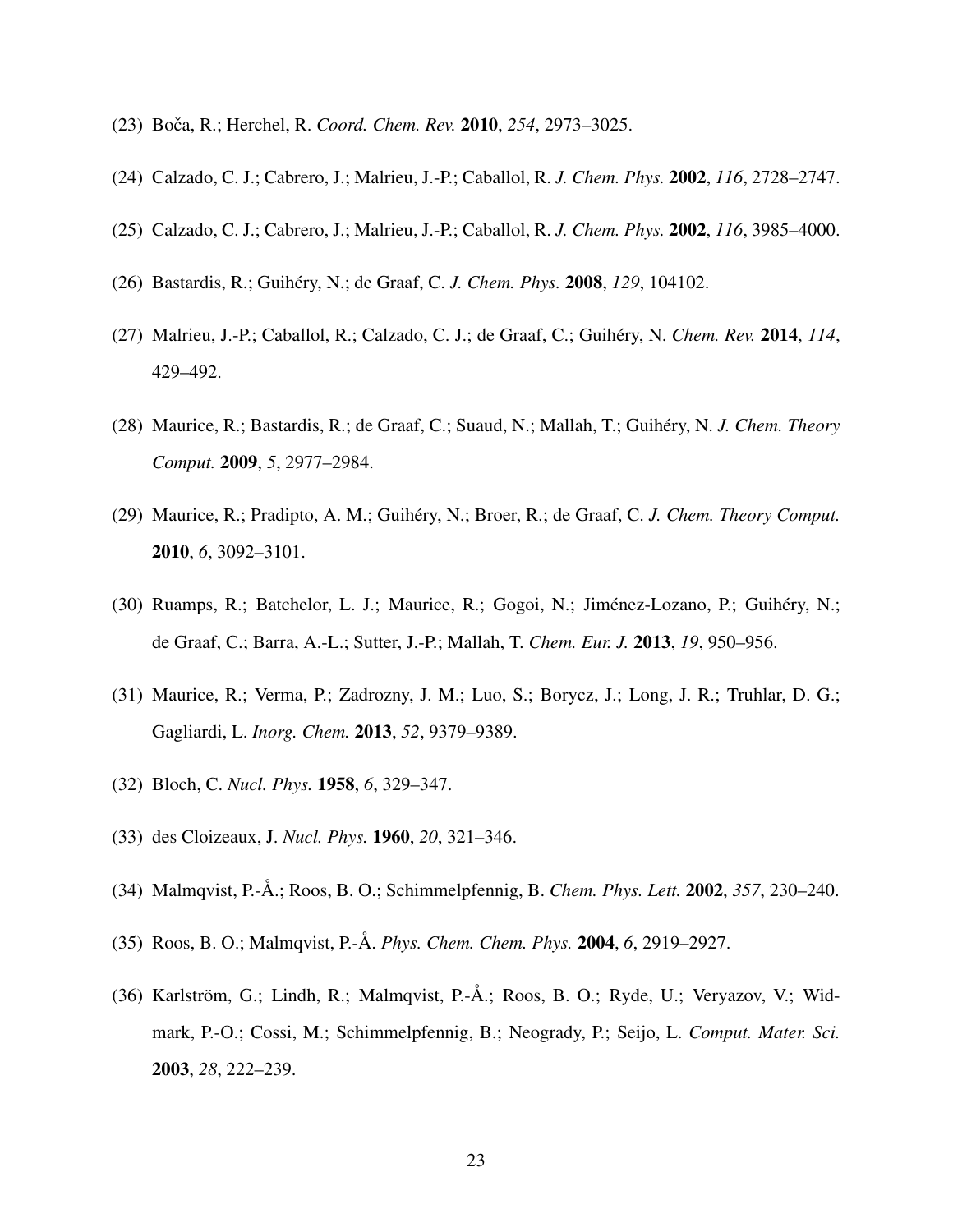(23) Boča, R.; Herchel, R. *Coord. Chem. Rev.* **2010**, *254*, 2973–3025.

(24) Calzado, C. J.; Cabrero, J.; Malrieu, J.-P.; Caballol, R. *J. Chem. Phys.* **2002**, *116*, 2728–2747.

(25) Calzado, C. J.; Cabrero, J.; Malrieu, J.-P.; Caballol, R. *J. Chem. Phys.* **2002**, *116*, 3985–4000.

(26) Bastardis, R.; Guihéry, N.; de Graaf, C. *J. Chem. Phys.* **2008**, *129*, 104102.

(27) Malrieu, J.-P.; Caballol, R.; Calzado, C. J.; de Graaf, C.; Guihéry, N. *Chem. Rev.* **2014**, *114*, 429–492.

(28) Maurice, R.; Bastardis, R.; de Graaf, C.; Suaud, N.; Mallah, T.; Guihéry, N. *J. Chem. Theory Comput.* **2009**, *5*, 2977–2984.

(29) Maurice, R.; Pradipto, A. M.; Guihéry, N.; Broer, R.; de Graaf, C. *J. Chem. Theory Comput.* **2010**, *6*, 3092–3101.

(30) Ruamps, R.; Batchelor, L. J.; Maurice, R.; Gogoi, N.; Jiménez-Lozano, P.; Guihéry, N.; de Graaf, C.; Barra, A.-L.; Sutter, J.-P.; Mallah, T. *Chem. Eur. J.* **2013**, *19*, 950–956.

(31) Maurice, R.; Verma, P.; Zadrozny, J. M.; Luo, S.; Borycz, J.; Long, J. R.; Truhlar, D. G.; Gagliardi, L. *Inorg. Chem.* **2013**, *52*, 9379–9389.

(32) Bloch, C. *Nucl. Phys.* **1958**, *6*, 329–347.

(33) des Cloizeaux, J. *Nucl. Phys.* **1960**, *20*, 321–346.

(34) Malmqvist, P.-Å.; Roos, B. O.; Schimmelpfennig, B. *Chem. Phys. Lett.* **2002**, *357*, 230–240.

(35) Roos, B. O.; Malmqvist, P.-Å. *Phys. Chem. Chem. Phys.* **2004**, *6*, 2919–2927.

(36) Karlström, G.; Lindh, R.; Malmqvist, P.-Å.; Roos, B. O.; Ryde, U.; Veryazov, V.; Widmark, P.-O.; Cossi, M.; Schimmelpfennig, B.; Neogrady, P.; Seijo, L. *Comput. Mater. Sci.* **2003**, *28*, 222–239.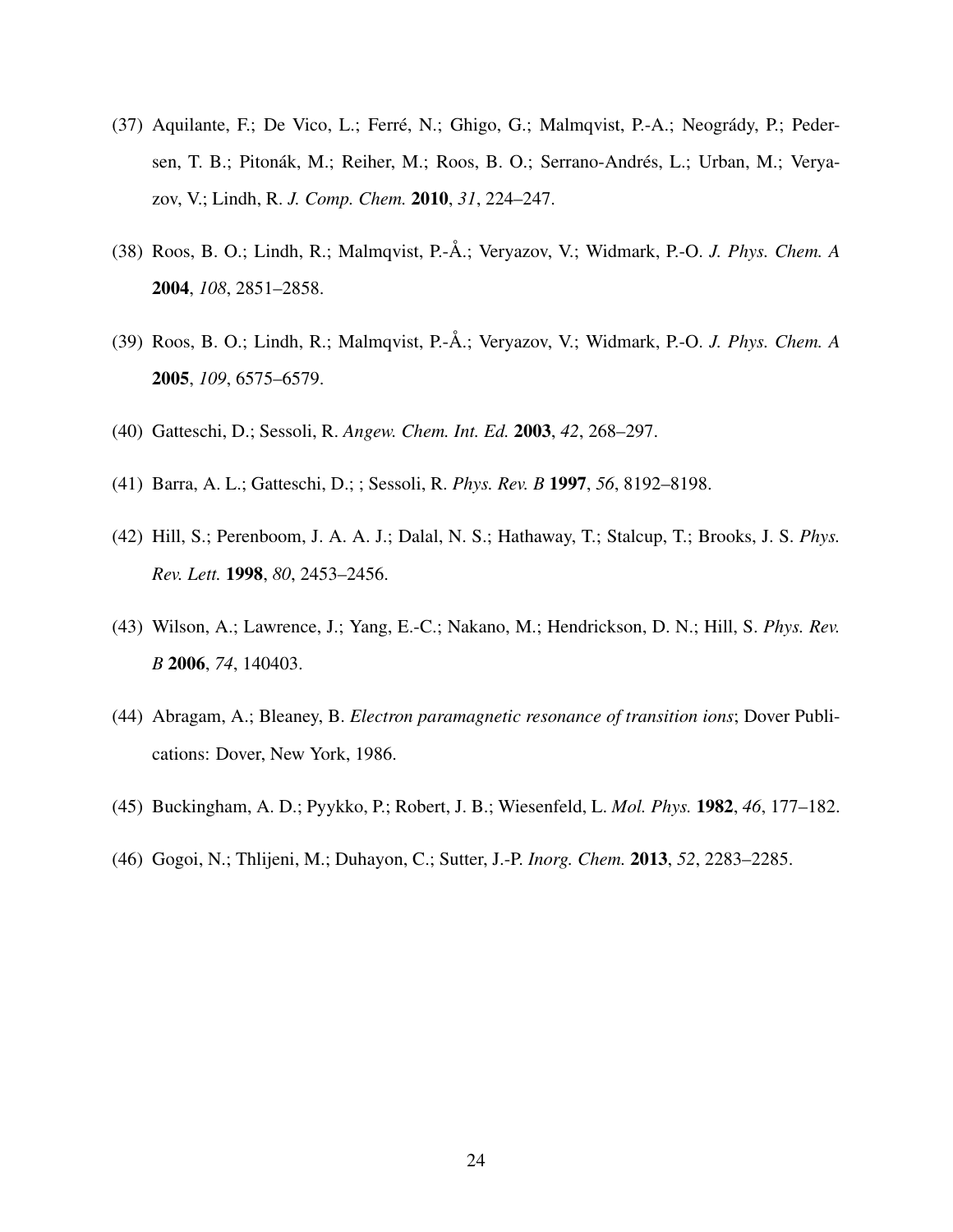(37) Aquilante, F.; De Vico, L.; Ferré, N.; Ghigo, G.; Malmqvist, P.-A.; Neogrády, P.; Pedersen, T. B.; Pitonák, M.; Reiher, M.; Roos, B. O.; Serrano-Andrés, L.; Urban, M.; Veryazov, V.; Lindh, R. *J. Comp. Chem.* **2010**, *31*, 224–247.

(38) Roos, B. O.; Lindh, R.; Malmqvist, P.-Å.; Veryazov, V.; Widmark, P.-O. *J. Phys. Chem. A* **2004**, *108*, 2851–2858.

(39) Roos, B. O.; Lindh, R.; Malmqvist, P.-Å.; Veryazov, V.; Widmark, P.-O. *J. Phys. Chem. A* **2005**, *109*, 6575–6579.

(40) Gatteschi, D.; Sessoli, R. *Angew. Chem. Int. Ed.* **2003**, *42*, 268–297.

(41) Barra, A. L.; Gatteschi, D.; ; Sessoli, R. *Phys. Rev. B* **1997**, *56*, 8192–8198.

(42) Hill, S.; Perenboom, J. A. A. J.; Dalal, N. S.; Hathaway, T.; Stalcup, T.; Brooks, J. S. *Phys. Rev. Lett.* **1998**, *80*, 2453–2456.

(43) Wilson, A.; Lawrence, J.; Yang, E.-C.; Nakano, M.; Hendrickson, D. N.; Hill, S. *Phys. Rev. B* **2006**, *74*, 140403.

(44) Abragam, A.; Bleaney, B. *Electron paramagnetic resonance of transition ions*; Dover Publications: Dover, New York, 1986.

(45) Buckingham, A. D.; Pyykko, P.; Robert, J. B.; Wiesenfeld, L. *Mol. Phys.* **1982**, *46*, 177–182.

(46) Gogoi, N.; Thlijeni, M.; Duhayon, C.; Sutter, J.-P. *Inorg. Chem.* **2013**, *52*, 2283–2285.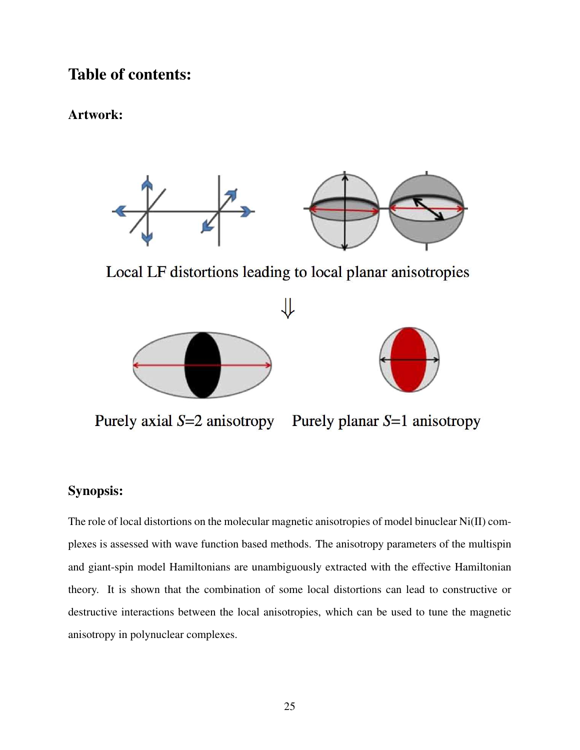## Table of contents:

### Artwork:

Local LF distortions leading to local planar anisotropies

⇓

Purely axial $S$=2 anisotropy

Purely planar $S$=1 anisotropy

### Synopsis:

The role of local distortions on the molecular magnetic anisotropies of model binuclear Ni(II) complexes is assessed with wave function based methods. The anisotropy parameters of the multispin and giant-spin model Hamiltonians are unambiguously extracted with the effective Hamiltonian theory. It is shown that the combination of some local distortions can lead to constructive or destructive interactions between the local anisotropies, which can be used to tune the magnetic anisotropy in polynuclear complexes.